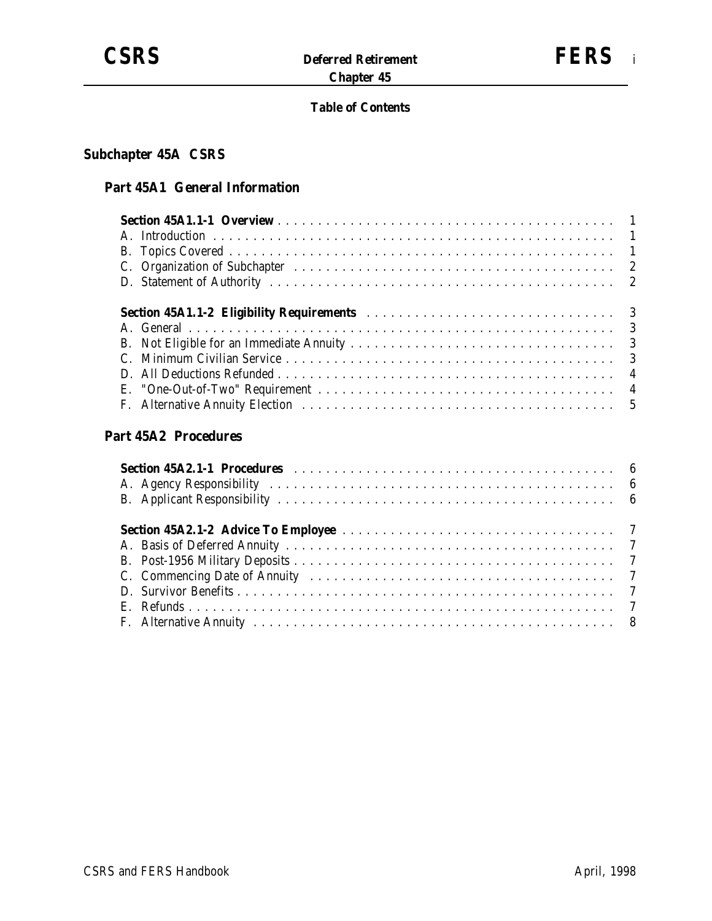# Deferred Retirement

## Chapter 45

### Table of Contents

## Subchapter 45A CSRS

### Part 45A1 General Information

**Section 45A1.1-1 Overview** . . . . . . . . . . 1
A. Introduction . . . . . . . . . . 1
B. Topics Covered . . . . . . . . . . 1
C. Organization of Subchapter . . . . . . . . . . 2
D. Statement of Authority . . . . . . . . . . 2

**Section 45A1.1-2 Eligibility Requirements** . . . . . . . . . . 3
A. General . . . . . . . . . . 3
B. Not Eligible for an Immediate Annuity . . . . . . . . . . 3
C. Minimum Civilian Service . . . . . . . . . . 3
D. All Deductions Refunded . . . . . . . . . . 4
E. "One-Out-of-Two" Requirement . . . . . . . . . . 4
F. Alternative Annuity Election . . . . . . . . . . 5

### Part 45A2 Procedures

**Section 45A2.1-1 Procedures** . . . . . . . . . . 6
A. Agency Responsibility . . . . . . . . . . 6
B. Applicant Responsibility . . . . . . . . . . 6

**Section 45A2.1-2 Advice To Employee** . . . . . . . . . . 7
A. Basis of Deferred Annuity . . . . . . . . . . 7
B. Post-1956 Military Deposits . . . . . . . . . . 7
C. Commencing Date of Annuity . . . . . . . . . . 7
D. Survivor Benefits . . . . . . . . . . 7
E. Refunds . . . . . . . . . . 7
F. Alternative Annuity . . . . . . . . . . 8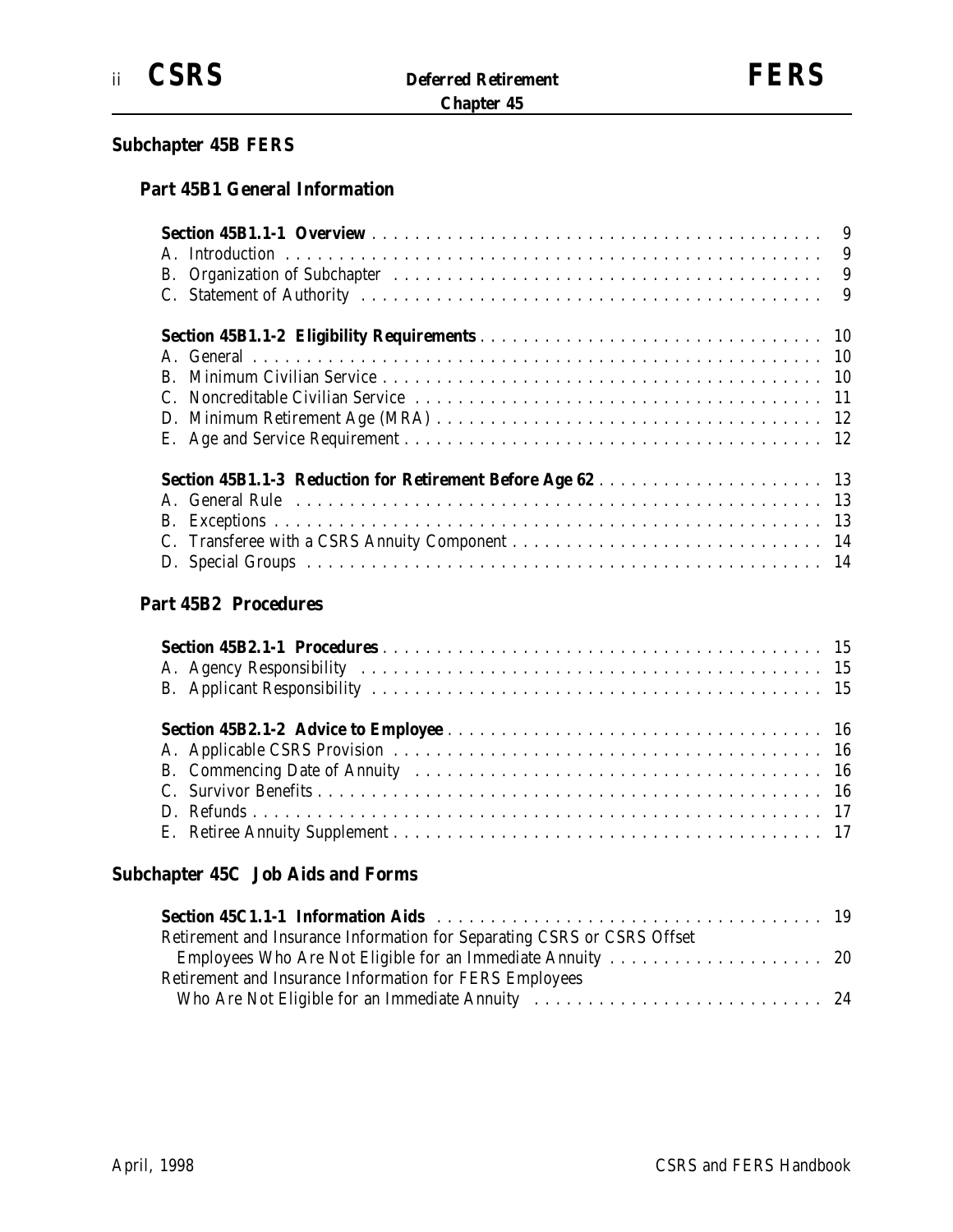## Subchapter 45B FERS

### Part 45B1 General Information

**Section 45B1.1-1 Overview** . . . . . . . . . . . . . . . . . . . . . . . . . . . . . . . . . . . . . . . . . . . 9
A. Introduction . . . . . . . . . . . . . . . . . . . . . . . . . . . . . . . . . . . . . . . . . . . . . . . . . . . 9
B. Organization of Subchapter . . . . . . . . . . . . . . . . . . . . . . . . . . . . . . . . . . . . . . . . 9
C. Statement of Authority . . . . . . . . . . . . . . . . . . . . . . . . . . . . . . . . . . . . . . . . . . . 9

**Section 45B1.1-2 Eligibility Requirements** . . . . . . . . . . . . . . . . . . . . . . . . . . . . . . . . 10
A. General . . . . . . . . . . . . . . . . . . . . . . . . . . . . . . . . . . . . . . . . . . . . . . . . . . . . . 10
B. Minimum Civilian Service . . . . . . . . . . . . . . . . . . . . . . . . . . . . . . . . . . . . . . . . . 10
C. Noncreditable Civilian Service . . . . . . . . . . . . . . . . . . . . . . . . . . . . . . . . . . . . . . 11
D. Minimum Retirement Age (MRA) . . . . . . . . . . . . . . . . . . . . . . . . . . . . . . . . . . . . 12
E. Age and Service Requirement . . . . . . . . . . . . . . . . . . . . . . . . . . . . . . . . . . . . . . 12

**Section 45B1.1-3 Reduction for Retirement Before Age 62** . . . . . . . . . . . . . . . . . . . . . 13
A. General Rule . . . . . . . . . . . . . . . . . . . . . . . . . . . . . . . . . . . . . . . . . . . . . . . . . . 13
B. Exceptions . . . . . . . . . . . . . . . . . . . . . . . . . . . . . . . . . . . . . . . . . . . . . . . . . . . 13
C. Transferee with a CSRS Annuity Component . . . . . . . . . . . . . . . . . . . . . . . . . . . . . 14
D. Special Groups . . . . . . . . . . . . . . . . . . . . . . . . . . . . . . . . . . . . . . . . . . . . . . . . 14

### Part 45B2 Procedures

**Section 45B2.1-1 Procedures** . . . . . . . . . . . . . . . . . . . . . . . . . . . . . . . . . . . . . . . . . . 15
A. Agency Responsibility . . . . . . . . . . . . . . . . . . . . . . . . . . . . . . . . . . . . . . . . . . . . 15
B. Applicant Responsibility . . . . . . . . . . . . . . . . . . . . . . . . . . . . . . . . . . . . . . . . . . 15

**Section 45B2.1-2 Advice to Employee** . . . . . . . . . . . . . . . . . . . . . . . . . . . . . . . . . . . . 16
A. Applicable CSRS Provision . . . . . . . . . . . . . . . . . . . . . . . . . . . . . . . . . . . . . . . . 16
B. Commencing Date of Annuity . . . . . . . . . . . . . . . . . . . . . . . . . . . . . . . . . . . . . . . 16
C. Survivor Benefits . . . . . . . . . . . . . . . . . . . . . . . . . . . . . . . . . . . . . . . . . . . . . . . 16
D. Refunds . . . . . . . . . . . . . . . . . . . . . . . . . . . . . . . . . . . . . . . . . . . . . . . . . . . . . 17
E. Retiree Annuity Supplement . . . . . . . . . . . . . . . . . . . . . . . . . . . . . . . . . . . . . . . . 17

## Subchapter 45C Job Aids and Forms

**Section 45C1.1-1 Information Aids** . . . . . . . . . . . . . . . . . . . . . . . . . . . . . . . . . . . . . 19
Retirement and Insurance Information for Separating CSRS or CSRS Offset Employees Who Are Not Eligible for an Immediate Annuity . . . . . . . . . . . . . . . . . . . . 20
Retirement and Insurance Information for FERS Employees Who Are Not Eligible for an Immediate Annuity . . . . . . . . . . . . . . . . . . . . . . . . . . . . 24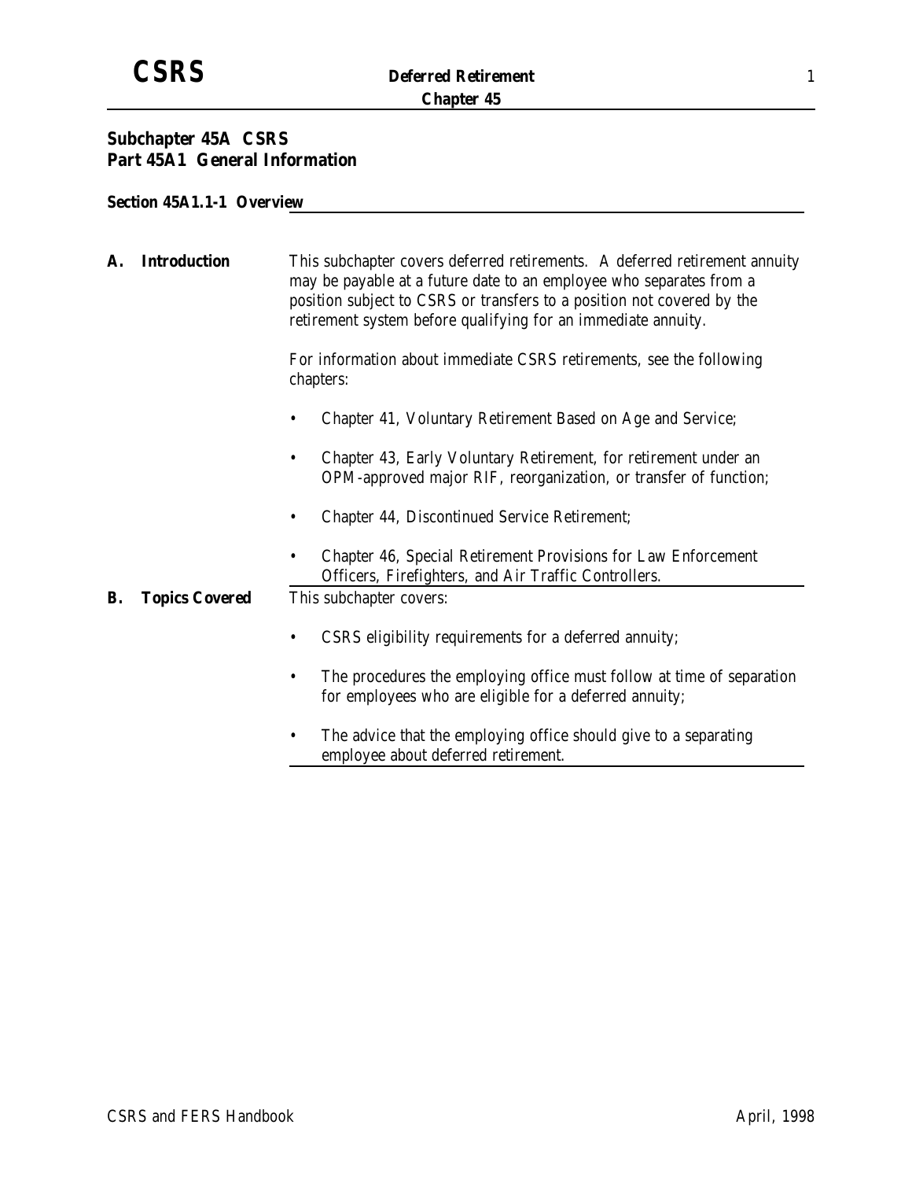## Subchapter 45A CSRS
## Part 45A1 General Information

### Section 45A1.1-1 Overview

**A. Introduction**

This subchapter covers deferred retirements. A deferred retirement annuity may be payable at a future date to an employee who separates from a position subject to CSRS or transfers to a position not covered by the retirement system before qualifying for an immediate annuity.

For information about immediate CSRS retirements, see the following chapters:

- Chapter 41, Voluntary Retirement Based on Age and Service;
- Chapter 43, Early Voluntary Retirement, for retirement under an OPM-approved major RIF, reorganization, or transfer of function;
- Chapter 44, Discontinued Service Retirement;
- Chapter 46, Special Retirement Provisions for Law Enforcement Officers, Firefighters, and Air Traffic Controllers.

**B. Topics Covered**

This subchapter covers:

- CSRS eligibility requirements for a deferred annuity;
- The procedures the employing office must follow at time of separation for employees who are eligible for a deferred annuity;
- The advice that the employing office should give to a separating employee about deferred retirement.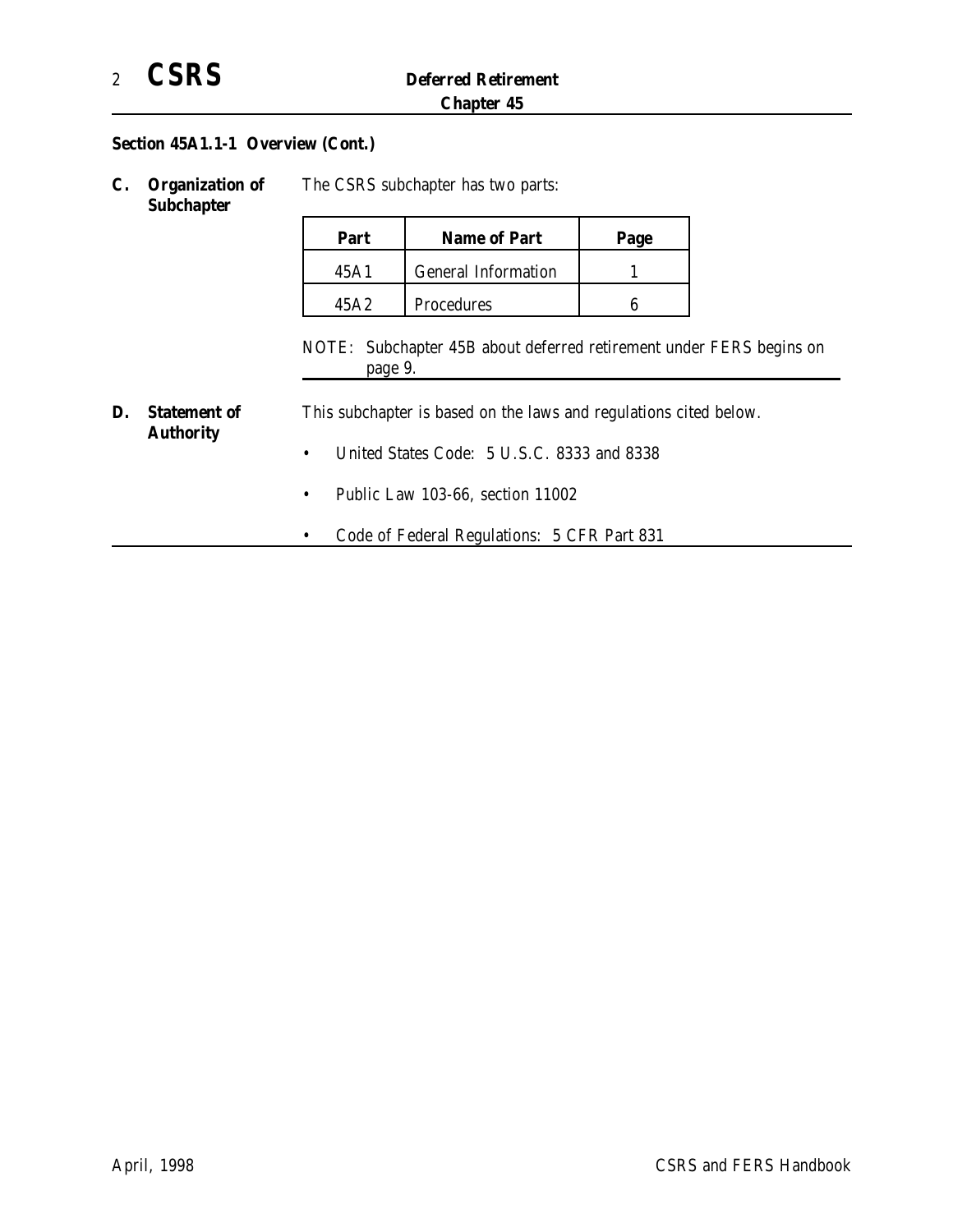**Section 45A1.1-1 Overview (Cont.)**

**C. Organization of Subchapter**

The CSRS subchapter has two parts:

| Part | Name of Part | Page |
|---|---|---|
| 45A1 | General Information | 1 |
| 45A2 | Procedures | 6 |

NOTE: Subchapter 45B about deferred retirement under FERS begins on page 9.

**D. Statement of Authority**

This subchapter is based on the laws and regulations cited below.

- United States Code: 5 U.S.C. 8333 and 8338
- Public Law 103-66, section 11002
- Code of Federal Regulations: 5 CFR Part 831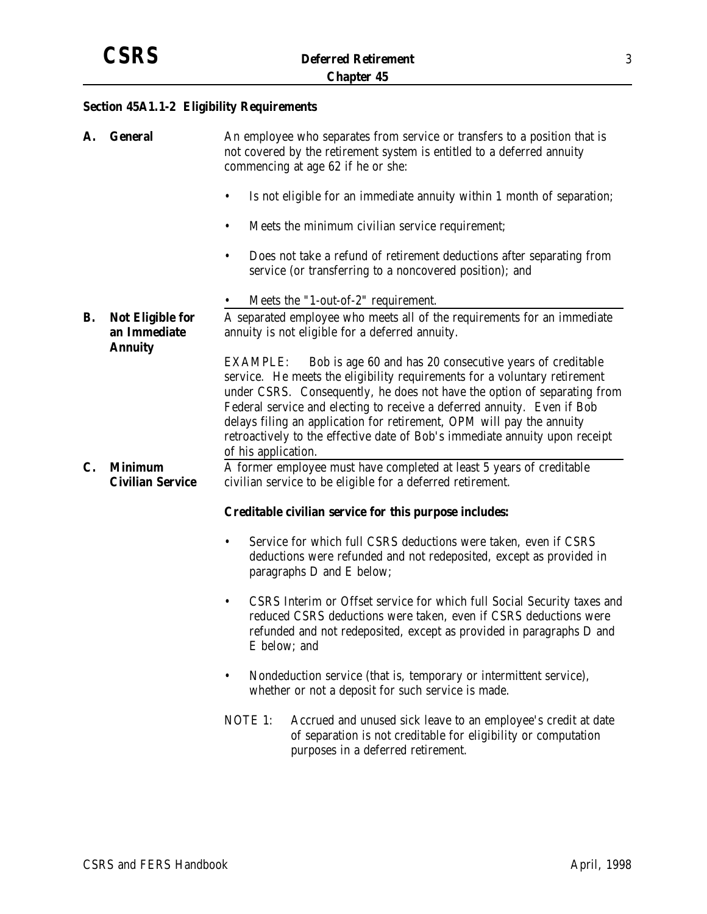## Section 45A1.1-2 Eligibility Requirements

**A. General**

An employee who separates from service or transfers to a position that is not covered by the retirement system is entitled to a deferred annuity commencing at age 62 if he or she:

- Is not eligible for an immediate annuity within 1 month of separation;
- Meets the minimum civilian service requirement;
- Does not take a refund of retirement deductions after separating from service (or transferring to a noncovered position); and
- Meets the "1-out-of-2" requirement.

**B. Not Eligible for an Immediate Annuity**

A separated employee who meets all of the requirements for an immediate annuity is not eligible for a deferred annuity.

EXAMPLE: Bob is age 60 and has 20 consecutive years of creditable service. He meets the eligibility requirements for a voluntary retirement under CSRS. Consequently, he does not have the option of separating from Federal service and electing to receive a deferred annuity. Even if Bob delays filing an application for retirement, OPM will pay the annuity retroactively to the effective date of Bob's immediate annuity upon receipt of his application.

**C. Minimum Civilian Service**

A former employee must have completed at least 5 years of creditable civilian service to be eligible for a deferred retirement.

**Creditable civilian service for this purpose includes:**

- Service for which full CSRS deductions were taken, even if CSRS deductions were refunded and not redeposited, except as provided in paragraphs D and E below;
- CSRS Interim or Offset service for which full Social Security taxes and reduced CSRS deductions were taken, even if CSRS deductions were refunded and not redeposited, except as provided in paragraphs D and E below; and
- Nondeduction service (that is, temporary or intermittent service), whether or not a deposit for such service is made.

NOTE 1: Accrued and unused sick leave to an employee's credit at date of separation is not creditable for eligibility or computation purposes in a deferred retirement.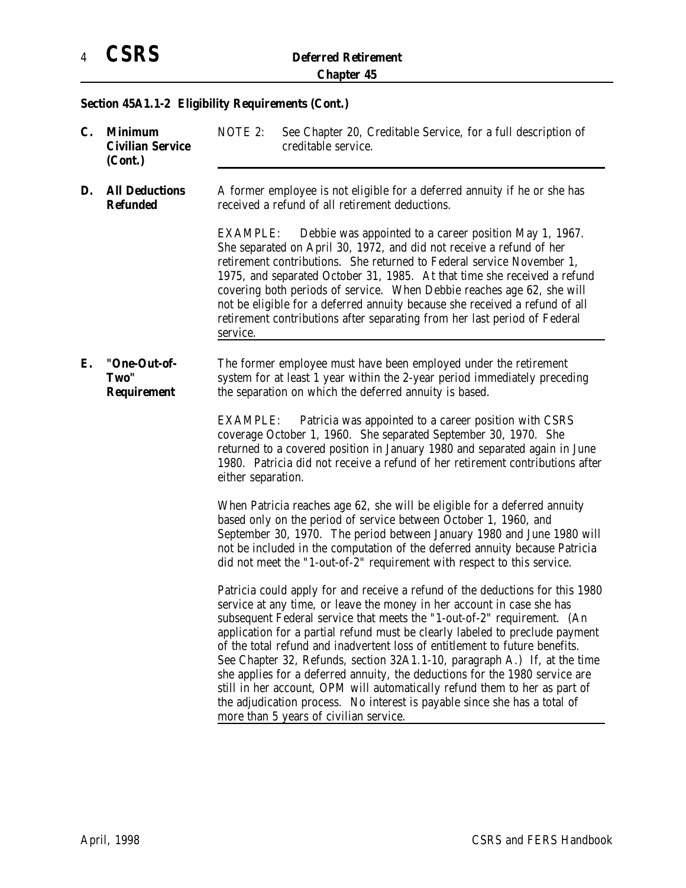## Section 45A1.1-2 Eligibility Requirements (Cont.)

**C. Minimum Civilian Service (Cont.)**

NOTE 2: See Chapter 20, Creditable Service, for a full description of creditable service.

**D. All Deductions Refunded**

A former employee is not eligible for a deferred annuity if he or she has received a refund of all retirement deductions.

EXAMPLE: Debbie was appointed to a career position May 1, 1967. She separated on April 30, 1972, and did not receive a refund of her retirement contributions. She returned to Federal service November 1, 1975, and separated October 31, 1985. At that time she received a refund covering both periods of service. When Debbie reaches age 62, she will not be eligible for a deferred annuity because she received a refund of all retirement contributions after separating from her last period of Federal service.

**E. "One-Out-of-Two" Requirement**

The former employee must have been employed under the retirement system for at least 1 year within the 2-year period immediately preceding the separation on which the deferred annuity is based.

EXAMPLE: Patricia was appointed to a career position with CSRS coverage October 1, 1960. She separated September 30, 1970. She returned to a covered position in January 1980 and separated again in June 1980. Patricia did not receive a refund of her retirement contributions after either separation.

When Patricia reaches age 62, she will be eligible for a deferred annuity based only on the period of service between October 1, 1960, and September 30, 1970. The period between January 1980 and June 1980 will not be included in the computation of the deferred annuity because Patricia did not meet the "1-out-of-2" requirement with respect to this service.

Patricia could apply for and receive a refund of the deductions for this 1980 service at any time, or leave the money in her account in case she has subsequent Federal service that meets the "1-out-of-2" requirement. (An application for a partial refund must be clearly labeled to preclude payment of the total refund and inadvertent loss of entitlement to future benefits. See Chapter 32, Refunds, section 32A1.1-10, paragraph A.) If, at the time she applies for a deferred annuity, the deductions for the 1980 service are still in her account, OPM will automatically refund them to her as part of the adjudication process. No interest is payable since she has a total of more than 5 years of civilian service.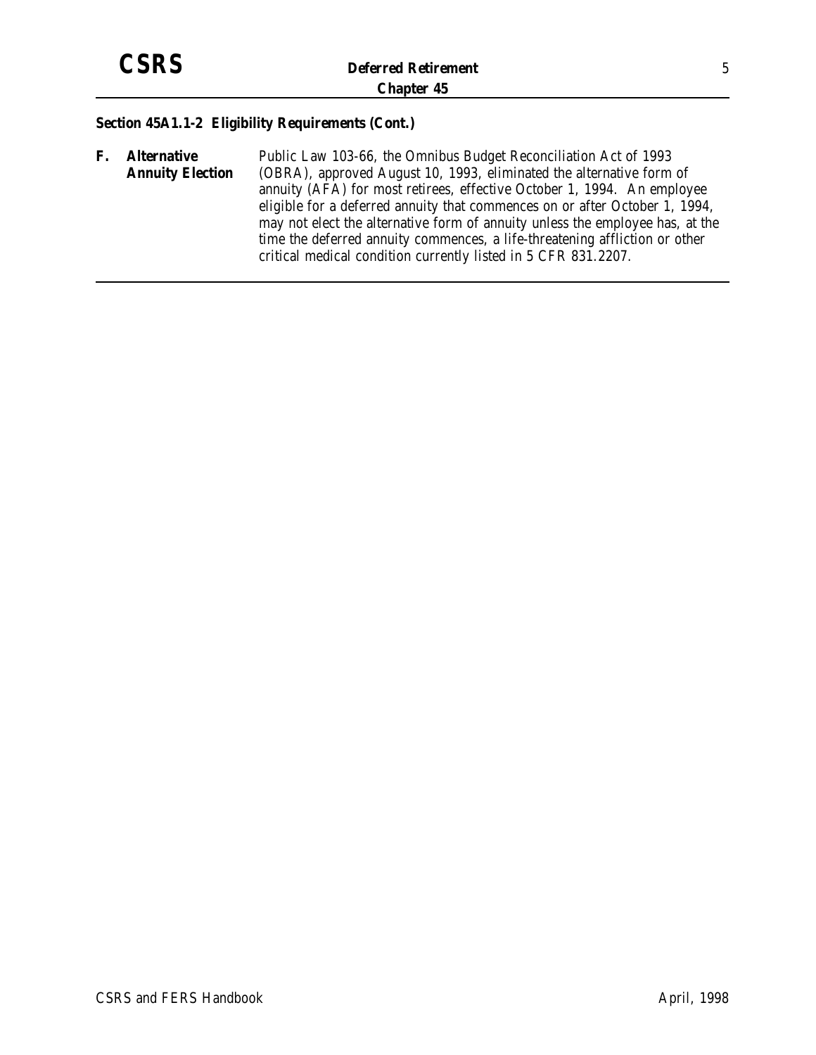## Section 45A1.1-2 Eligibility Requirements (Cont.)

**F. Alternative Annuity Election**

Public Law 103-66, the Omnibus Budget Reconciliation Act of 1993 (OBRA), approved August 10, 1993, eliminated the alternative form of annuity (AFA) for most retirees, effective October 1, 1994. An employee eligible for a deferred annuity that commences on or after October 1, 1994, may not elect the alternative form of annuity unless the employee has, at the time the deferred annuity commences, a life-threatening affliction or other critical medical condition currently listed in 5 CFR 831.2207.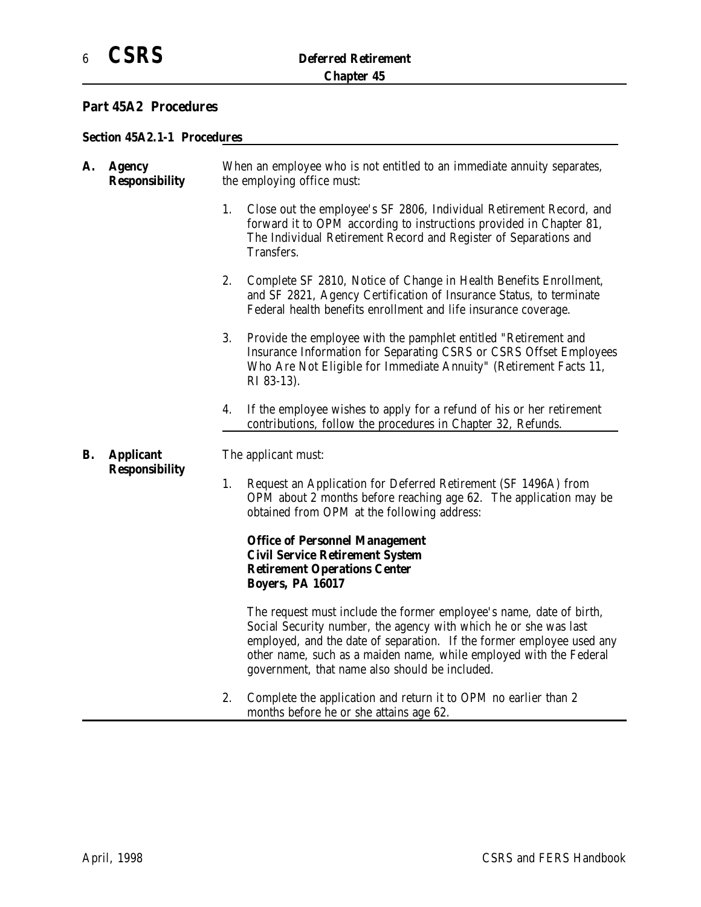## Part 45A2 Procedures

### Section 45A2.1-1 Procedures

**A. Agency Responsibility**

When an employee who is not entitled to an immediate annuity separates, the employing office must:

1. Close out the employee's SF 2806, Individual Retirement Record, and forward it to OPM according to instructions provided in Chapter 81, The Individual Retirement Record and Register of Separations and Transfers.

2. Complete SF 2810, Notice of Change in Health Benefits Enrollment, and SF 2821, Agency Certification of Insurance Status, to terminate Federal health benefits enrollment and life insurance coverage.

3. Provide the employee with the pamphlet entitled "Retirement and Insurance Information for Separating CSRS or CSRS Offset Employees Who Are Not Eligible for Immediate Annuity" (Retirement Facts 11, RI 83-13).

4. If the employee wishes to apply for a refund of his or her retirement contributions, follow the procedures in Chapter 32, Refunds.

**B. Applicant Responsibility**

The applicant must:

1. Request an Application for Deferred Retirement (SF 1496A) from OPM about 2 months before reaching age 62. The application may be obtained from OPM at the following address:

   **Office of Personnel Management**
   **Civil Service Retirement System**
   **Retirement Operations Center**
   **Boyers, PA 16017**

   The request must include the former employee's name, date of birth, Social Security number, the agency with which he or she was last employed, and the date of separation. If the former employee used any other name, such as a maiden name, while employed with the Federal government, that name also should be included.

2. Complete the application and return it to OPM no earlier than 2 months before he or she attains age 62.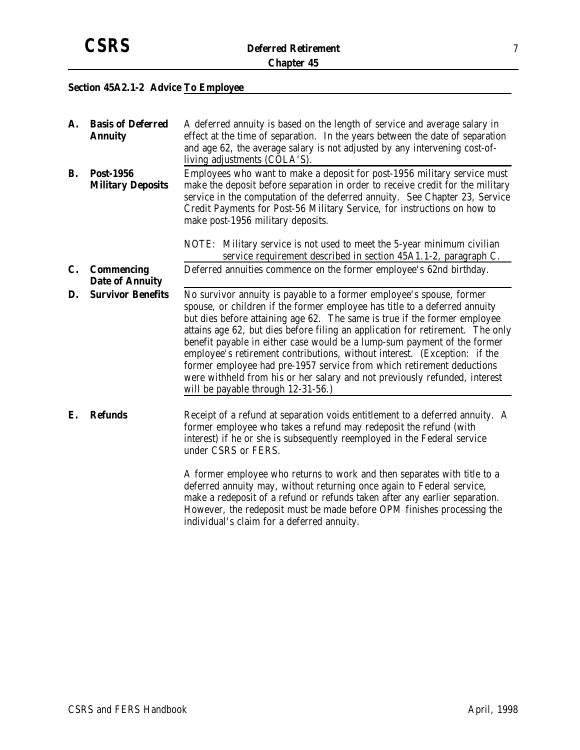## Section 45A2.1-2 Advice To Employee

**A. Basis of Deferred Annuity**

A deferred annuity is based on the length of service and average salary in effect at the time of separation. In the years between the date of separation and age 62, the average salary is not adjusted by any intervening cost-of-living adjustments (COLA'S).

**B. Post-1956 Military Deposits**

Employees who want to make a deposit for post-1956 military service must make the deposit before separation in order to receive credit for the military service in the computation of the deferred annuity. See Chapter 23, Service Credit Payments for Post-56 Military Service, for instructions on how to make post-1956 military deposits.

NOTE: Military service is not used to meet the 5-year minimum civilian service requirement described in section 45A1.1-2, paragraph C.

**C. Commencing Date of Annuity**

Deferred annuities commence on the former employee's 62nd birthday.

**D. Survivor Benefits**

No survivor annuity is payable to a former employee's spouse, former spouse, or children if the former employee has title to a deferred annuity but dies before attaining age 62. The same is true if the former employee attains age 62, but dies before filing an application for retirement. The only benefit payable in either case would be a lump-sum payment of the former employee's retirement contributions, without interest. (Exception: if the former employee had pre-1957 service from which retirement deductions were withheld from his or her salary and not previously refunded, interest will be payable through 12-31-56.)

**E. Refunds**

Receipt of a refund at separation voids entitlement to a deferred annuity. A former employee who takes a refund may redeposit the refund (with interest) if he or she is subsequently reemployed in the Federal service under CSRS or FERS.

A former employee who returns to work and then separates with title to a deferred annuity may, without returning once again to Federal service, make a redeposit of a refund or refunds taken after any earlier separation. However, the redeposit must be made before OPM finishes processing the individual's claim for a deferred annuity.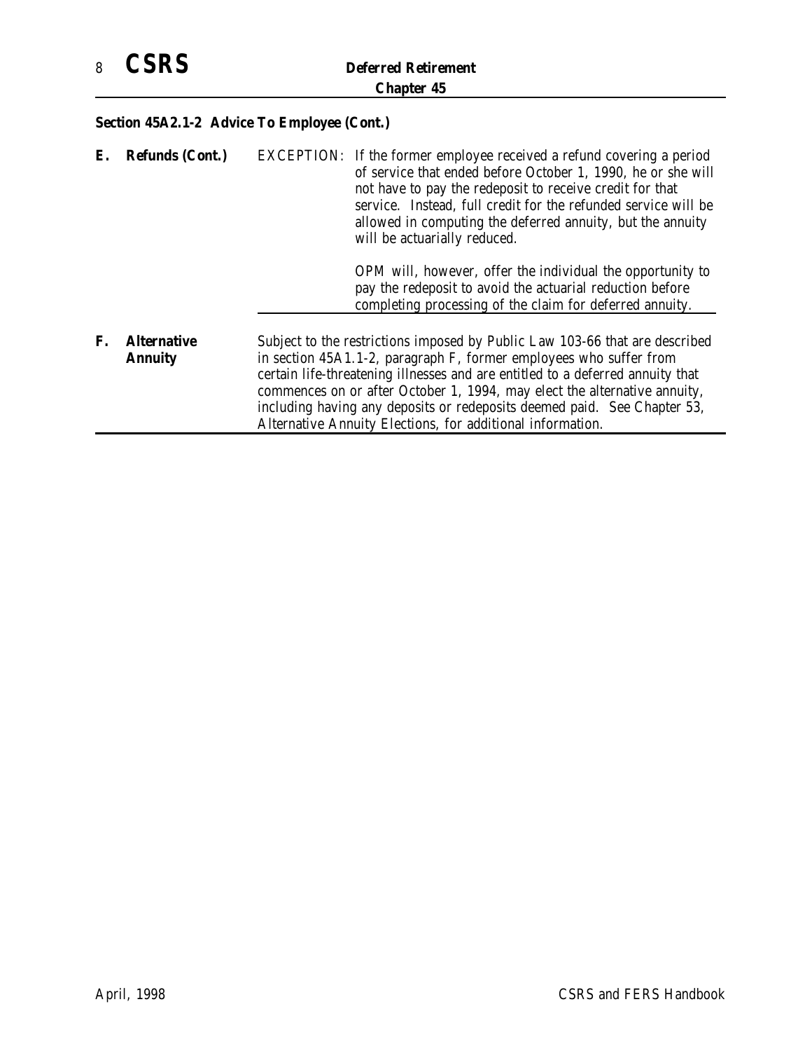## Section 45A2.1-2 Advice To Employee (Cont.)

**E. Refunds (Cont.)**

EXCEPTION: If the former employee received a refund covering a period of service that ended before October 1, 1990, he or she will not have to pay the redeposit to receive credit for that service. Instead, full credit for the refunded service will be allowed in computing the deferred annuity, but the annuity will be actuarially reduced.

OPM will, however, offer the individual the opportunity to pay the redeposit to avoid the actuarial reduction before completing processing of the claim for deferred annuity.

**F. Alternative Annuity**

Subject to the restrictions imposed by Public Law 103-66 that are described in section 45A1.1-2, paragraph F, former employees who suffer from certain life-threatening illnesses and are entitled to a deferred annuity that commences on or after October 1, 1994, may elect the alternative annuity, including having any deposits or redeposits deemed paid. See Chapter 53, Alternative Annuity Elections, for additional information.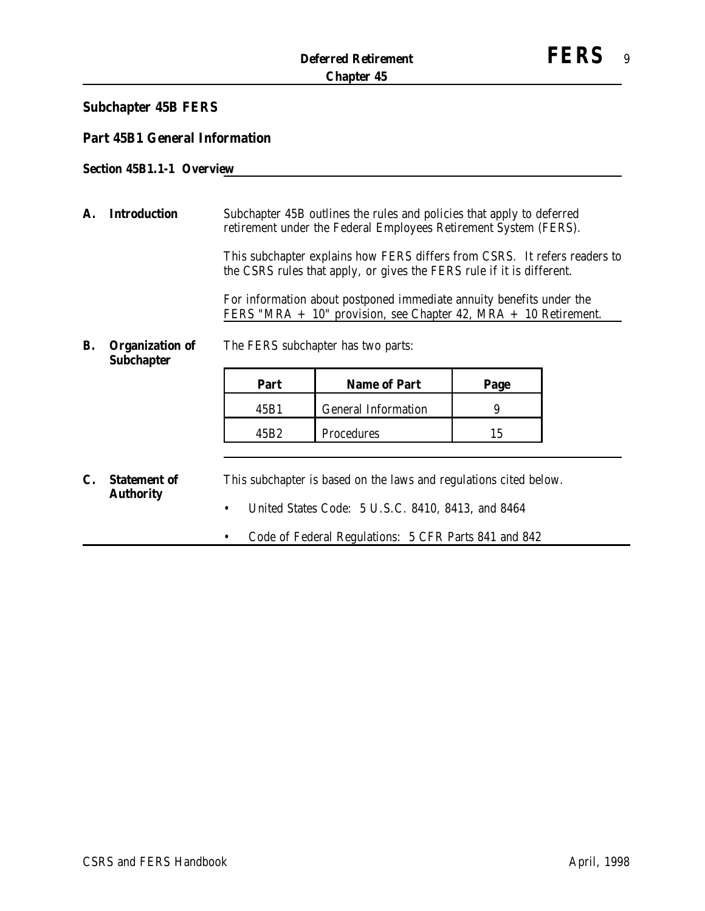## Subchapter 45B FERS

### Part 45B1 General Information

#### Section 45B1.1-1 Overview

**A. Introduction**

Subchapter 45B outlines the rules and policies that apply to deferred retirement under the Federal Employees Retirement System (FERS).

This subchapter explains how FERS differs from CSRS. It refers readers to the CSRS rules that apply, or gives the FERS rule if it is different.

For information about postponed immediate annuity benefits under the FERS "MRA + 10" provision, see Chapter 42, MRA + 10 Retirement.

**B. Organization of Subchapter**

The FERS subchapter has two parts:

| Part | Name of Part | Page |
|---|---|---|
| 45B1 | General Information | 9 |
| 45B2 | Procedures | 15 |

**C. Statement of Authority**

This subchapter is based on the laws and regulations cited below.

- United States Code: 5 U.S.C. 8410, 8413, and 8464
- Code of Federal Regulations: 5 CFR Parts 841 and 842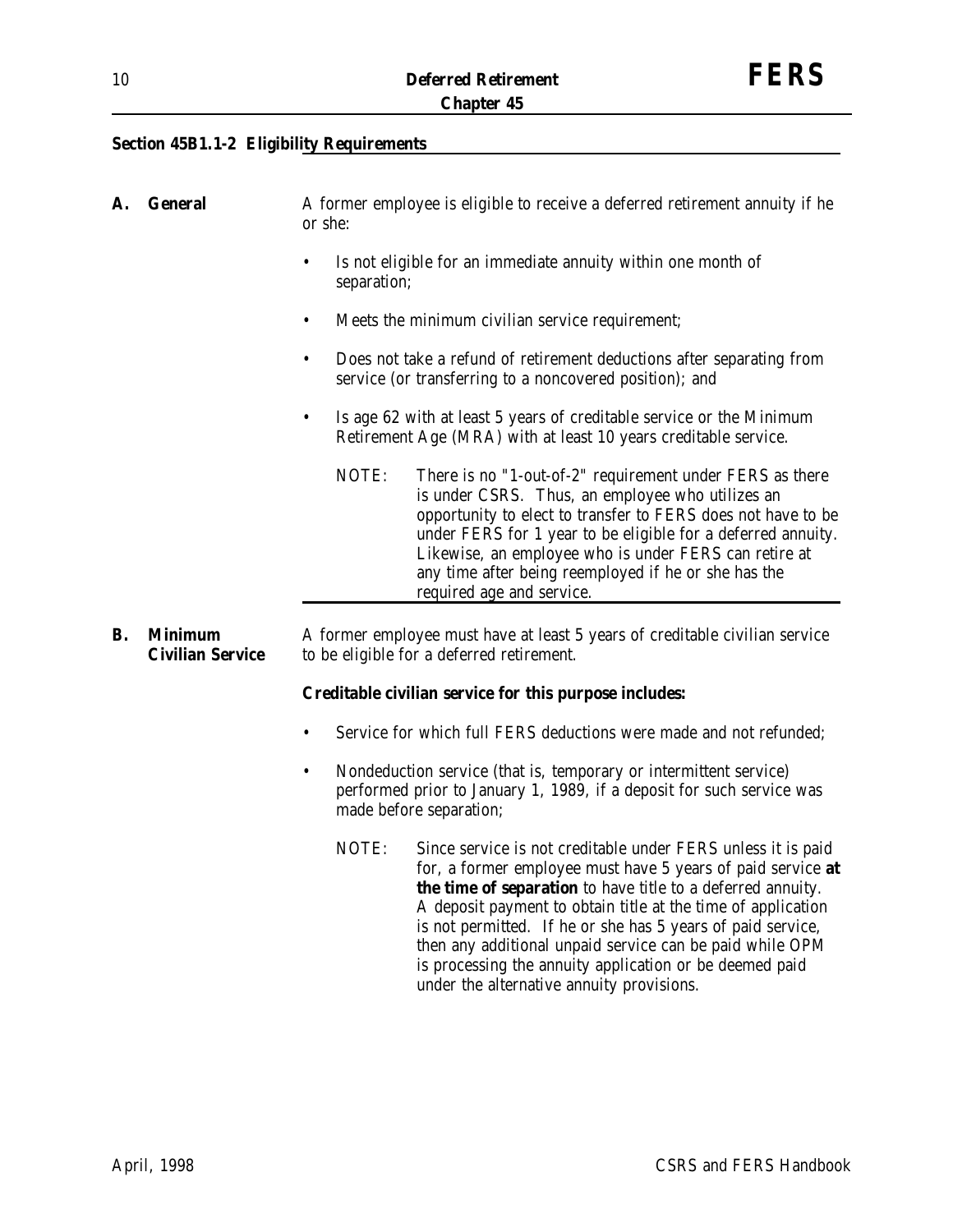## Section 45B1.1-2 Eligibility Requirements

**A. General**

A former employee is eligible to receive a deferred retirement annuity if he or she:

- Is not eligible for an immediate annuity within one month of separation;
- Meets the minimum civilian service requirement;
- Does not take a refund of retirement deductions after separating from service (or transferring to a noncovered position); and
- Is age 62 with at least 5 years of creditable service or the Minimum Retirement Age (MRA) with at least 10 years creditable service.

NOTE: There is no "1-out-of-2" requirement under FERS as there is under CSRS. Thus, an employee who utilizes an opportunity to elect to transfer to FERS does not have to be under FERS for 1 year to be eligible for a deferred annuity. Likewise, an employee who is under FERS can retire at any time after being reemployed if he or she has the required age and service.

**B. Minimum Civilian Service**

A former employee must have at least 5 years of creditable civilian service to be eligible for a deferred retirement.

**Creditable civilian service for this purpose includes:**

- Service for which full FERS deductions were made and not refunded;
- Nondeduction service (that is, temporary or intermittent service) performed prior to January 1, 1989, if a deposit for such service was made before separation;

NOTE: Since service is not creditable under FERS unless it is paid for, a former employee must have 5 years of paid service **at the time of separation** to have title to a deferred annuity. A deposit payment to obtain title at the time of application is not permitted. If he or she has 5 years of paid service, then any additional unpaid service can be paid while OPM is processing the annuity application or be deemed paid under the alternative annuity provisions.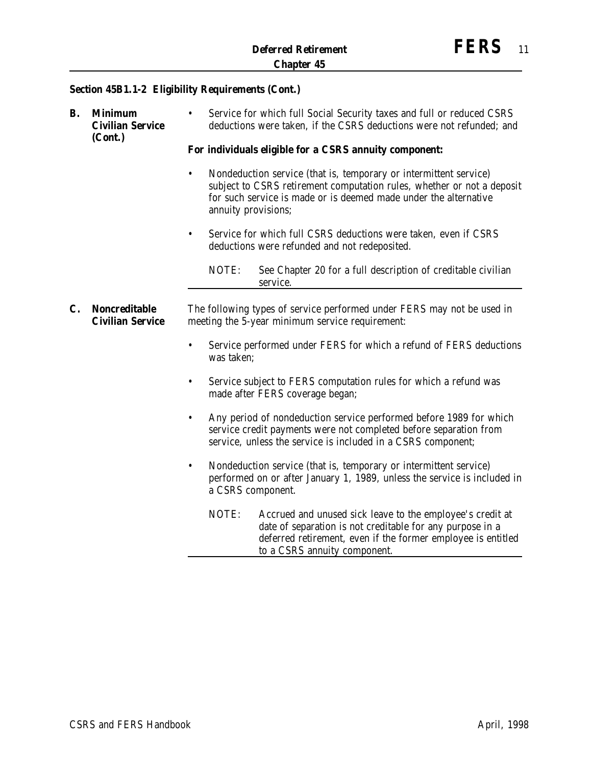## Section 45B1.1-2 Eligibility Requirements (Cont.)

### B. Minimum Civilian Service (Cont.)

- Service for which full Social Security taxes and full or reduced CSRS deductions were taken, if the CSRS deductions were not refunded; and

**For individuals eligible for a CSRS annuity component:**

- Nondeduction service (that is, temporary or intermittent service) subject to CSRS retirement computation rules, whether or not a deposit for such service is made or is deemed made under the alternative annuity provisions;
- Service for which full CSRS deductions were taken, even if CSRS deductions were refunded and not redeposited.

NOTE: See Chapter 20 for a full description of creditable civilian service.

### C. Noncreditable Civilian Service

The following types of service performed under FERS may not be used in meeting the 5-year minimum service requirement:

- Service performed under FERS for which a refund of FERS deductions was taken;
- Service subject to FERS computation rules for which a refund was made after FERS coverage began;
- Any period of nondeduction service performed before 1989 for which service credit payments were not completed before separation from service, unless the service is included in a CSRS component;
- Nondeduction service (that is, temporary or intermittent service) performed on or after January 1, 1989, unless the service is included in a CSRS component.

NOTE: Accrued and unused sick leave to the employee's credit at date of separation is not creditable for any purpose in a deferred retirement, even if the former employee is entitled to a CSRS annuity component.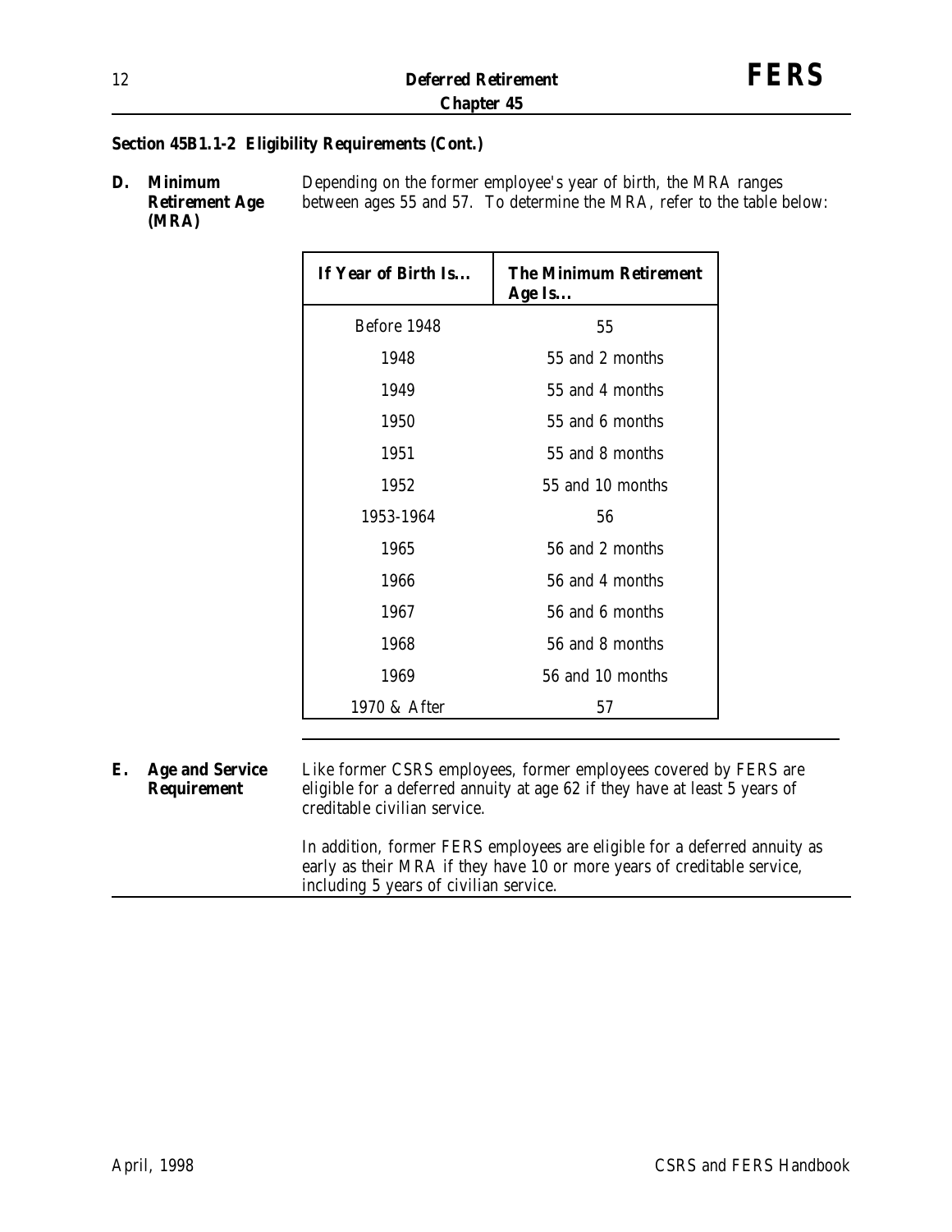## Section 45B1.1-2 Eligibility Requirements (Cont.)

**D. Minimum Retirement Age (MRA)**

Depending on the former employee's year of birth, the MRA ranges between ages 55 and 57. To determine the MRA, refer to the table below:

| If Year of Birth Is... | The Minimum Retirement Age Is... |
|---|---|
| Before 1948 | 55 |
| 1948 | 55 and 2 months |
| 1949 | 55 and 4 months |
| 1950 | 55 and 6 months |
| 1951 | 55 and 8 months |
| 1952 | 55 and 10 months |
| 1953-1964 | 56 |
| 1965 | 56 and 2 months |
| 1966 | 56 and 4 months |
| 1967 | 56 and 6 months |
| 1968 | 56 and 8 months |
| 1969 | 56 and 10 months |
| 1970 & After | 57 |

**E. Age and Service Requirement**

Like former CSRS employees, former employees covered by FERS are eligible for a deferred annuity at age 62 if they have at least 5 years of creditable civilian service.

In addition, former FERS employees are eligible for a deferred annuity as early as their MRA if they have 10 or more years of creditable service, including 5 years of civilian service.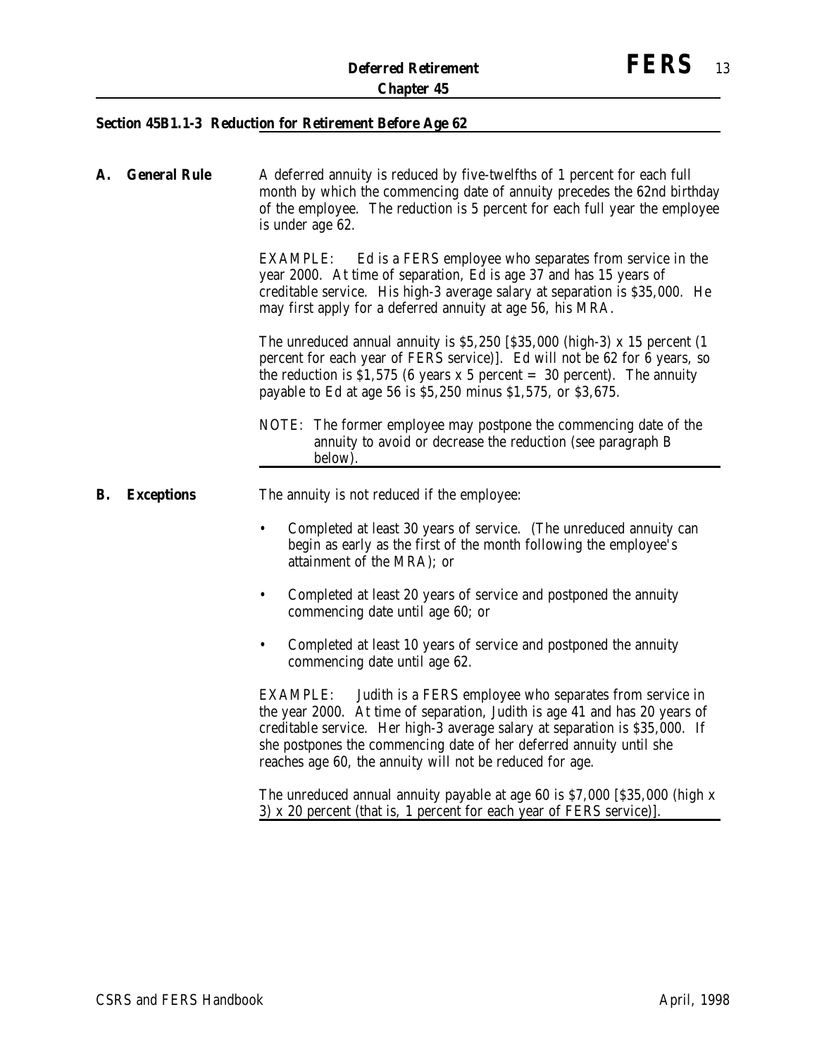## Section 45B1.1-3 Reduction for Retirement Before Age 62

**A. General Rule**

A deferred annuity is reduced by five-twelfths of 1 percent for each full month by which the commencing date of annuity precedes the 62nd birthday of the employee. The reduction is 5 percent for each full year the employee is under age 62.

EXAMPLE: Ed is a FERS employee who separates from service in the year 2000. At time of separation, Ed is age 37 and has 15 years of creditable service. His high-3 average salary at separation is $35,000. He may first apply for a deferred annuity at age 56, his MRA.

The unreduced annual annuity is $5,250 [$35,000 (high-3) x 15 percent (1 percent for each year of FERS service)]. Ed will not be 62 for 6 years, so the reduction is $1,575 (6 years x 5 percent = 30 percent). The annuity payable to Ed at age 56 is $5,250 minus $1,575, or $3,675.

NOTE: The former employee may postpone the commencing date of the annuity to avoid or decrease the reduction (see paragraph B below).

**B. Exceptions**

The annuity is not reduced if the employee:

- Completed at least 30 years of service. (The unreduced annuity can begin as early as the first of the month following the employee's attainment of the MRA); or
- Completed at least 20 years of service and postponed the annuity commencing date until age 60; or
- Completed at least 10 years of service and postponed the annuity commencing date until age 62.

EXAMPLE: Judith is a FERS employee who separates from service in the year 2000. At time of separation, Judith is age 41 and has 20 years of creditable service. Her high-3 average salary at separation is $35,000. If she postpones the commencing date of her deferred annuity until she reaches age 60, the annuity will not be reduced for age.

The unreduced annual annuity payable at age 60 is $7,000 [$35,000 (high x 3) x 20 percent (that is, 1 percent for each year of FERS service)].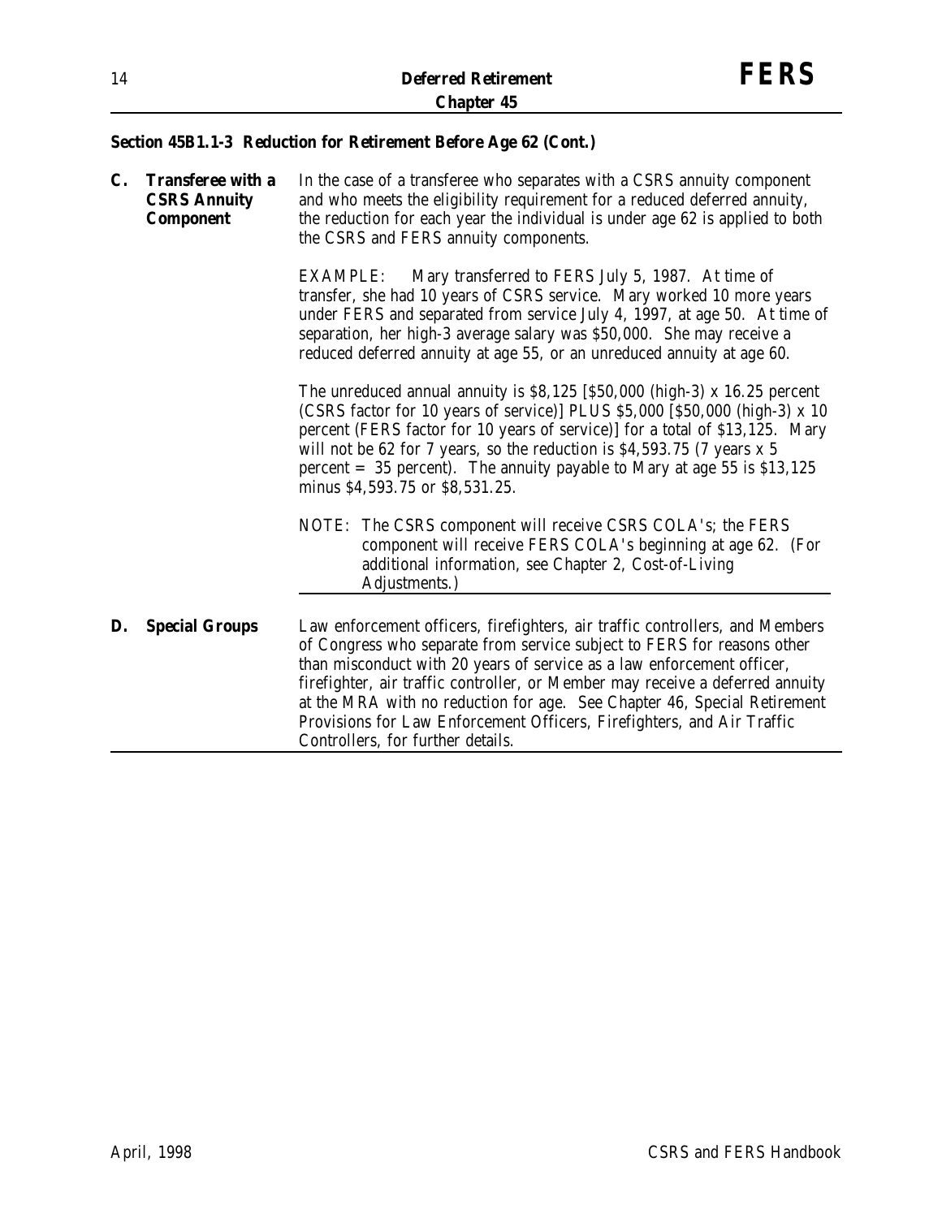## Section 45B1.1-3 Reduction for Retirement Before Age 62 (Cont.)

**C. Transferee with a CSRS Annuity Component**

In the case of a transferee who separates with a CSRS annuity component and who meets the eligibility requirement for a reduced deferred annuity, the reduction for each year the individual is under age 62 is applied to both the CSRS and FERS annuity components.

EXAMPLE: Mary transferred to FERS July 5, 1987. At time of transfer, she had 10 years of CSRS service. Mary worked 10 more years under FERS and separated from service July 4, 1997, at age 50. At time of separation, her high-3 average salary was $50,000. She may receive a reduced deferred annuity at age 55, or an unreduced annuity at age 60.

The unreduced annual annuity is $8,125 [$50,000 (high-3) x 16.25 percent (CSRS factor for 10 years of service)] PLUS $5,000 [$50,000 (high-3) x 10 percent (FERS factor for 10 years of service)] for a total of $13,125. Mary will not be 62 for 7 years, so the reduction is $4,593.75 (7 years x 5 percent = 35 percent). The annuity payable to Mary at age 55 is $13,125 minus $4,593.75 or $8,531.25.

NOTE: The CSRS component will receive CSRS COLA's; the FERS component will receive FERS COLA's beginning at age 62. (For additional information, see Chapter 2, Cost-of-Living Adjustments.)

**D. Special Groups**

Law enforcement officers, firefighters, air traffic controllers, and Members of Congress who separate from service subject to FERS for reasons other than misconduct with 20 years of service as a law enforcement officer, firefighter, air traffic controller, or Member may receive a deferred annuity at the MRA with no reduction for age. See Chapter 46, Special Retirement Provisions for Law Enforcement Officers, Firefighters, and Air Traffic Controllers, for further details.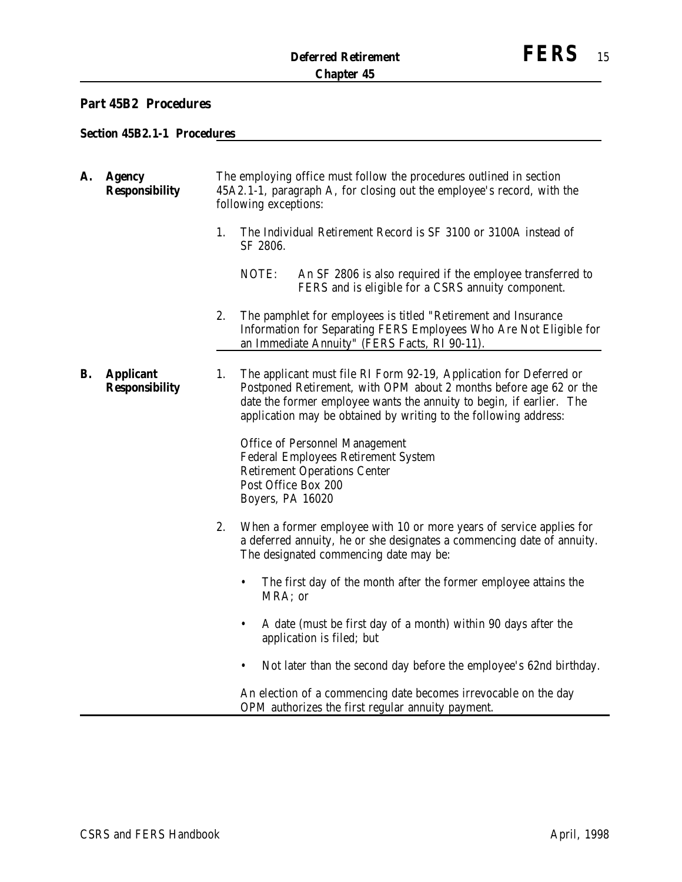## Part 45B2 Procedures

### Section 45B2.1-1 Procedures

**A. Agency Responsibility**

The employing office must follow the procedures outlined in section 45A2.1-1, paragraph A, for closing out the employee's record, with the following exceptions:

1. The Individual Retirement Record is SF 3100 or 3100A instead of SF 2806.

   NOTE: An SF 2806 is also required if the employee transferred to FERS and is eligible for a CSRS annuity component.

2. The pamphlet for employees is titled "Retirement and Insurance Information for Separating FERS Employees Who Are Not Eligible for an Immediate Annuity" (FERS Facts, RI 90-11).

**B. Applicant Responsibility**

1. The applicant must file RI Form 92-19, Application for Deferred or Postponed Retirement, with OPM about 2 months before age 62 or the date the former employee wants the annuity to begin, if earlier. The application may be obtained by writing to the following address:

   Office of Personnel Management
   Federal Employees Retirement System
   Retirement Operations Center
   Post Office Box 200
   Boyers, PA 16020

2. When a former employee with 10 or more years of service applies for a deferred annuity, he or she designates a commencing date of annuity. The designated commencing date may be:

   - The first day of the month after the former employee attains the MRA; or
   - A date (must be first day of a month) within 90 days after the application is filed; but
   - Not later than the second day before the employee's 62nd birthday.

   An election of a commencing date becomes irrevocable on the day OPM authorizes the first regular annuity payment.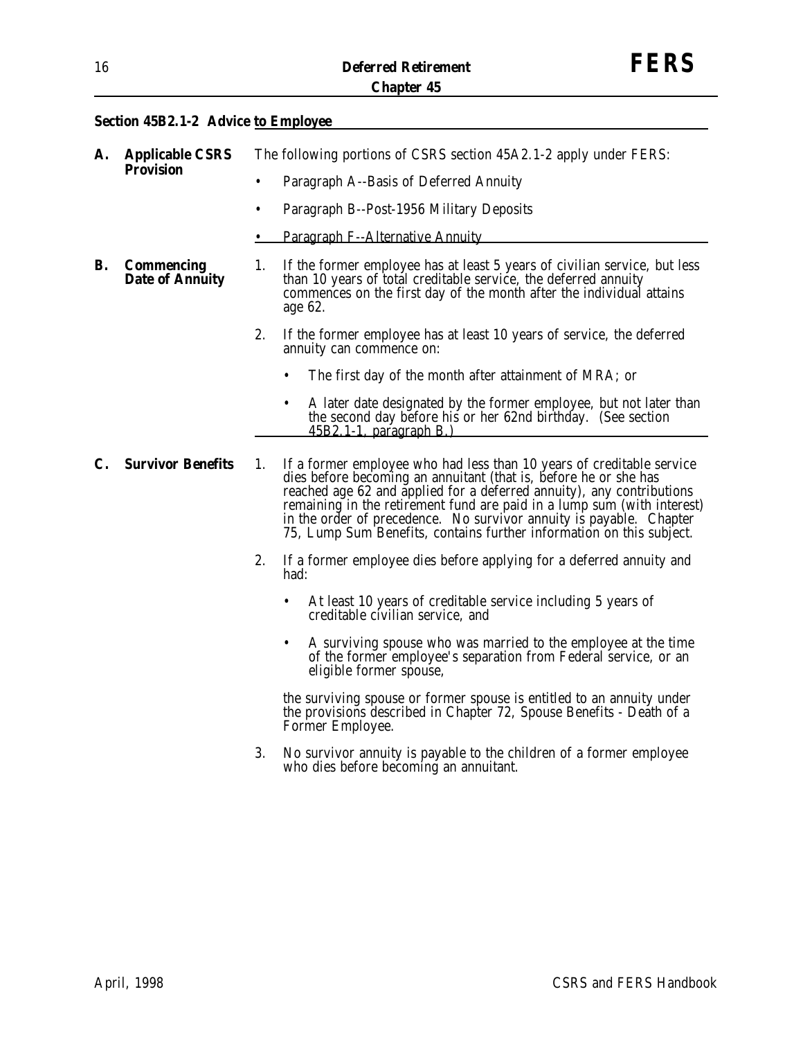## Section 45B2.1-2 Advice to Employee

**A. Applicable CSRS Provision**

The following portions of CSRS section 45A2.1-2 apply under FERS:

- Paragraph A--Basis of Deferred Annuity
- Paragraph B--Post-1956 Military Deposits
- Paragraph F--Alternative Annuity

**B. Commencing Date of Annuity**

1. If the former employee has at least 5 years of civilian service, but less than 10 years of total creditable service, the deferred annuity commences on the first day of the month after the individual attains age 62.

2. If the former employee has at least 10 years of service, the deferred annuity can commence on:
   - The first day of the month after attainment of MRA; or
   - A later date designated by the former employee, but not later than the second day before his or her 62nd birthday. (See section 45B2.1-1, paragraph B.)

**C. Survivor Benefits**

1. If a former employee who had less than 10 years of creditable service dies before becoming an annuitant (that is, before he or she has reached age 62 and applied for a deferred annuity), any contributions remaining in the retirement fund are paid in a lump sum (with interest) in the order of precedence. No survivor annuity is payable. Chapter 75, Lump Sum Benefits, contains further information on this subject.

2. If a former employee dies before applying for a deferred annuity and had:
   - At least 10 years of creditable service including 5 years of creditable civilian service, and
   - A surviving spouse who was married to the employee at the time of the former employee's separation from Federal service, or an eligible former spouse,

   the surviving spouse or former spouse is entitled to an annuity under the provisions described in Chapter 72, Spouse Benefits - Death of a Former Employee.

3. No survivor annuity is payable to the children of a former employee who dies before becoming an annuitant.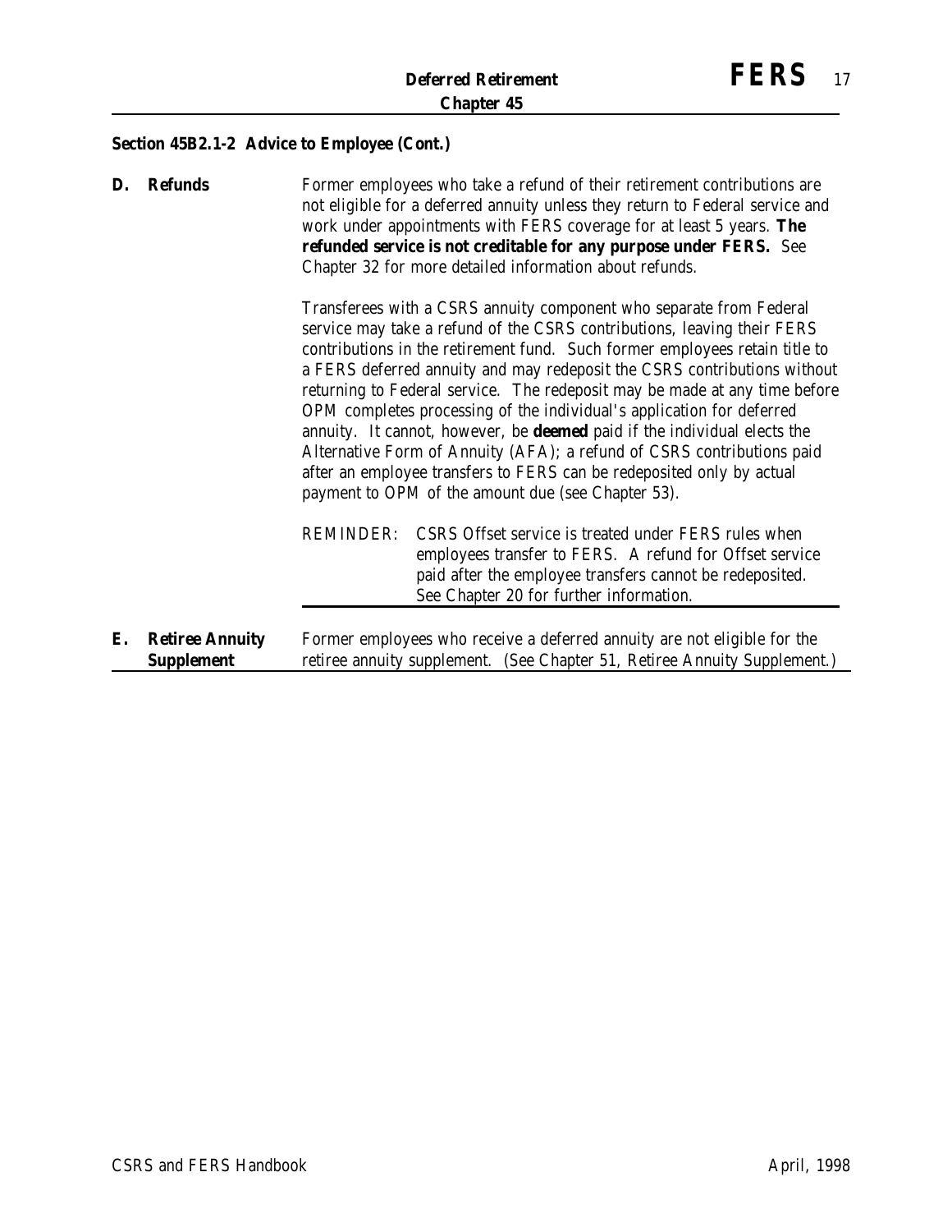## Section 45B2.1-2 Advice to Employee (Cont.)

**D. Refunds**

Former employees who take a refund of their retirement contributions are not eligible for a deferred annuity unless they return to Federal service and work under appointments with FERS coverage for at least 5 years. **The refunded service is not creditable for any purpose under FERS.** See Chapter 32 for more detailed information about refunds.

Transferees with a CSRS annuity component who separate from Federal service may take a refund of the CSRS contributions, leaving their FERS contributions in the retirement fund. Such former employees retain title to a FERS deferred annuity and may redeposit the CSRS contributions without returning to Federal service. The redeposit may be made at any time before OPM completes processing of the individual's application for deferred annuity. It cannot, however, be **deemed** paid if the individual elects the Alternative Form of Annuity (AFA); a refund of CSRS contributions paid after an employee transfers to FERS can be redeposited only by actual payment to OPM of the amount due (see Chapter 53).

REMINDER: CSRS Offset service is treated under FERS rules when employees transfer to FERS. A refund for Offset service paid after the employee transfers cannot be redeposited. See Chapter 20 for further information.

**E. Retiree Annuity Supplement**

Former employees who receive a deferred annuity are not eligible for the retiree annuity supplement. (See Chapter 51, Retiree Annuity Supplement.)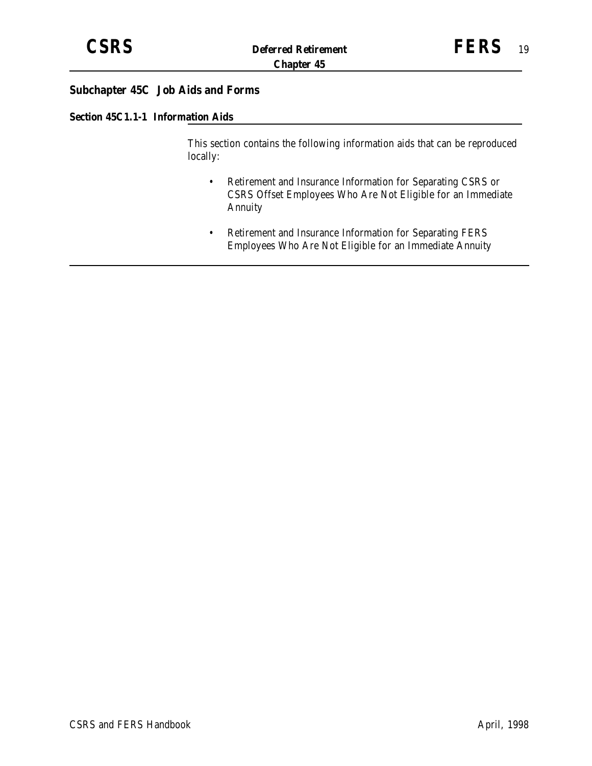## Subchapter 45C Job Aids and Forms

### Section 45C1.1-1 Information Aids

This section contains the following information aids that can be reproduced locally:

- Retirement and Insurance Information for Separating CSRS or CSRS Offset Employees Who Are Not Eligible for an Immediate Annuity
- Retirement and Insurance Information for Separating FERS Employees Who Are Not Eligible for an Immediate Annuity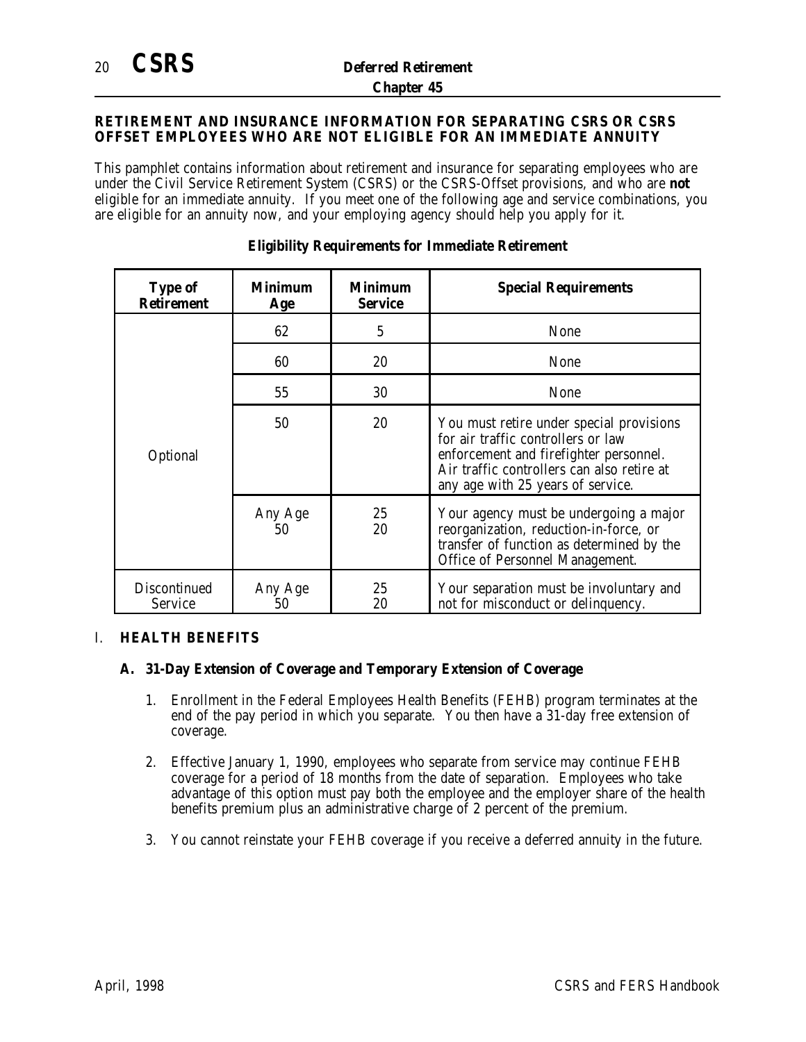**RETIREMENT AND INSURANCE INFORMATION FOR SEPARATING CSRS OR CSRS OFFSET EMPLOYEES WHO ARE NOT ELIGIBLE FOR AN IMMEDIATE ANNUITY**

This pamphlet contains information about retirement and insurance for separating employees who are under the Civil Service Retirement System (CSRS) or the CSRS-Offset provisions, and who are **not** eligible for an immediate annuity. If you meet one of the following age and service combinations, you are eligible for an annuity now, and your employing agency should help you apply for it.

**Eligibility Requirements for Immediate Retirement**

| Type of Retirement | Minimum Age | Minimum Service | Special Requirements |
|---|---|---|---|
| Optional | 62 | 5 | None |
| | 60 | 20 | None |
| | 55 | 30 | None |
| | 50 | 20 | You must retire under special provisions for air traffic controllers or law enforcement and firefighter personnel. Air traffic controllers can also retire at any age with 25 years of service. |
| | Any Age<br>50 | 25<br>20 | Your agency must be undergoing a major reorganization, reduction-in-force, or transfer of function as determined by the Office of Personnel Management. |
| Discontinued Service | Any Age<br>50 | 25<br>20 | Your separation must be involuntary and not for misconduct or delinquency. |

## I. HEALTH BENEFITS

### A. 31-Day Extension of Coverage and Temporary Extension of Coverage

1. Enrollment in the Federal Employees Health Benefits (FEHB) program terminates at the end of the pay period in which you separate. You then have a 31-day free extension of coverage.

2. Effective January 1, 1990, employees who separate from service may continue FEHB coverage for a period of 18 months from the date of separation. Employees who take advantage of this option must pay both the employee and the employer share of the health benefits premium plus an administrative charge of 2 percent of the premium.

3. You cannot reinstate your FEHB coverage if you receive a deferred annuity in the future.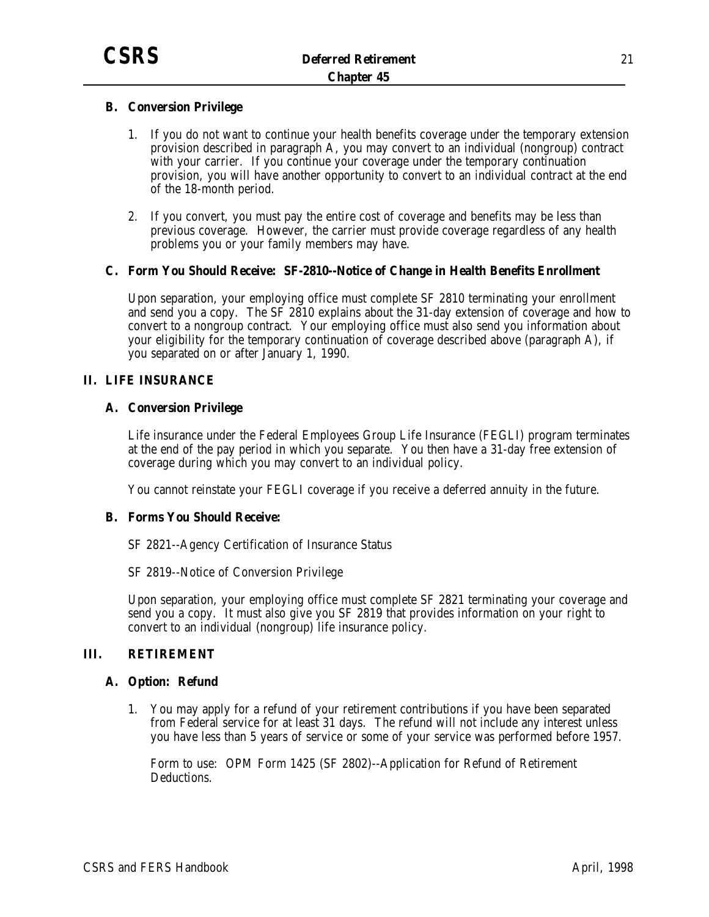### B. Conversion Privilege

1. If you do not want to continue your health benefits coverage under the temporary extension provision described in paragraph A, you may convert to an individual (nongroup) contract with your carrier. If you continue your coverage under the temporary continuation provision, you will have another opportunity to convert to an individual contract at the end of the 18-month period.

2. If you convert, you must pay the entire cost of coverage and benefits may be less than previous coverage. However, the carrier must provide coverage regardless of any health problems you or your family members may have.

### C. Form You Should Receive: SF-2810--Notice of Change in Health Benefits Enrollment

Upon separation, your employing office must complete SF 2810 terminating your enrollment and send you a copy. The SF 2810 explains about the 31-day extension of coverage and how to convert to a nongroup contract. Your employing office must also send you information about your eligibility for the temporary continuation of coverage described above (paragraph A), if you separated on or after January 1, 1990.

## II. LIFE INSURANCE

### A. Conversion Privilege

Life insurance under the Federal Employees Group Life Insurance (FEGLI) program terminates at the end of the pay period in which you separate. You then have a 31-day free extension of coverage during which you may convert to an individual policy.

You cannot reinstate your FEGLI coverage if you receive a deferred annuity in the future.

### B. Forms You Should Receive:

SF 2821--Agency Certification of Insurance Status

SF 2819--Notice of Conversion Privilege

Upon separation, your employing office must complete SF 2821 terminating your coverage and send you a copy. It must also give you SF 2819 that provides information on your right to convert to an individual (nongroup) life insurance policy.

## III. RETIREMENT

### A. Option: Refund

1. You may apply for a refund of your retirement contributions if you have been separated from Federal service for at least 31 days. The refund will not include any interest unless you have less than 5 years of service or some of your service was performed before 1957.

   Form to use: OPM Form 1425 (SF 2802)--Application for Refund of Retirement Deductions.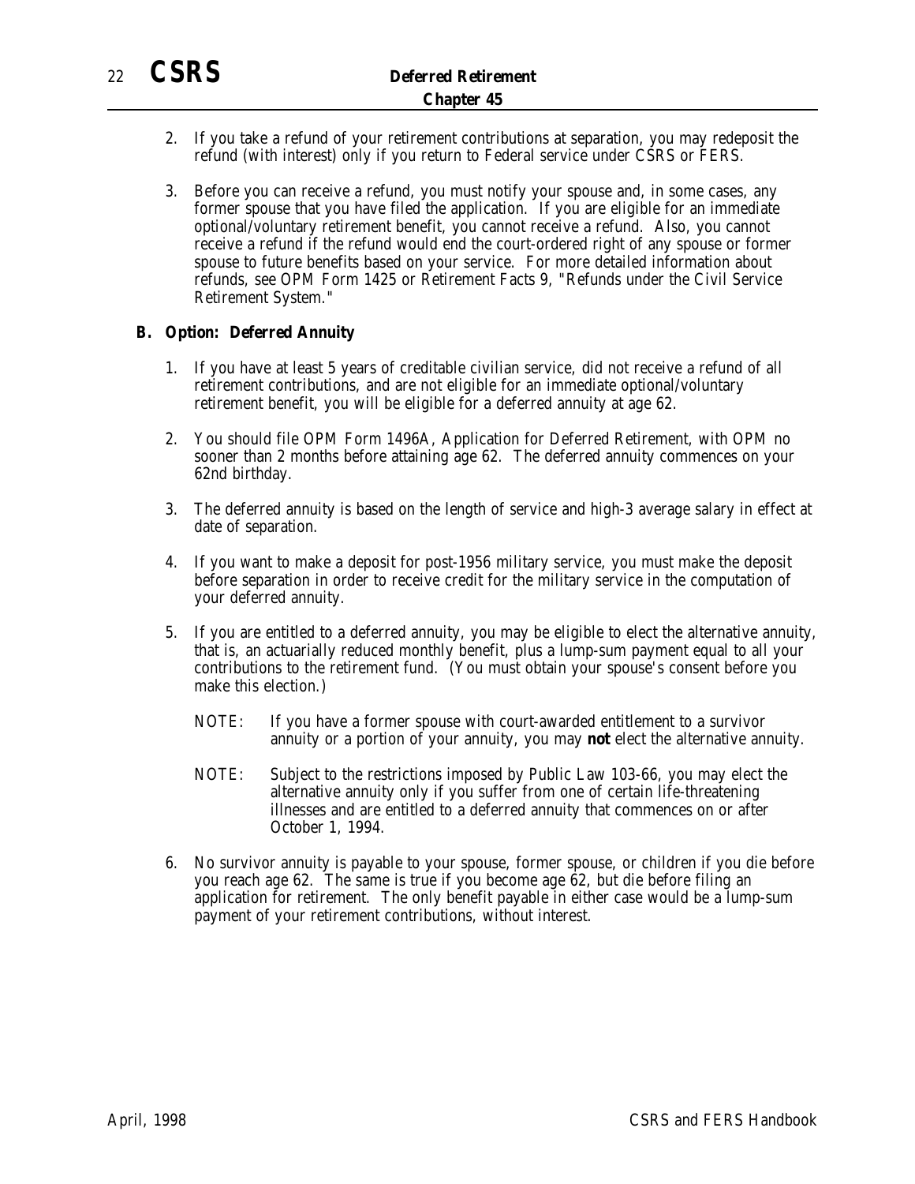2. If you take a refund of your retirement contributions at separation, you may redeposit the refund (with interest) only if you return to Federal service under CSRS or FERS.

3. Before you can receive a refund, you must notify your spouse and, in some cases, any former spouse that you have filed the application. If you are eligible for an immediate optional/voluntary retirement benefit, you cannot receive a refund. Also, you cannot receive a refund if the refund would end the court-ordered right of any spouse or former spouse to future benefits based on your service. For more detailed information about refunds, see OPM Form 1425 or Retirement Facts 9, "Refunds under the Civil Service Retirement System."

### B. Option: Deferred Annuity

1. If you have at least 5 years of creditable civilian service, did not receive a refund of all retirement contributions, and are not eligible for an immediate optional/voluntary retirement benefit, you will be eligible for a deferred annuity at age 62.

2. You should file OPM Form 1496A, Application for Deferred Retirement, with OPM no sooner than 2 months before attaining age 62. The deferred annuity commences on your 62nd birthday.

3. The deferred annuity is based on the length of service and high-3 average salary in effect at date of separation.

4. If you want to make a deposit for post-1956 military service, you must make the deposit before separation in order to receive credit for the military service in the computation of your deferred annuity.

5. If you are entitled to a deferred annuity, you may be eligible to elect the alternative annuity, that is, an actuarially reduced monthly benefit, plus a lump-sum payment equal to all your contributions to the retirement fund. (You must obtain your spouse's consent before you make this election.)

   NOTE: If you have a former spouse with court-awarded entitlement to a survivor annuity or a portion of your annuity, you may **not** elect the alternative annuity.

   NOTE: Subject to the restrictions imposed by Public Law 103-66, you may elect the alternative annuity only if you suffer from one of certain life-threatening illnesses and are entitled to a deferred annuity that commences on or after October 1, 1994.

6. No survivor annuity is payable to your spouse, former spouse, or children if you die before you reach age 62. The same is true if you become age 62, but die before filing an application for retirement. The only benefit payable in either case would be a lump-sum payment of your retirement contributions, without interest.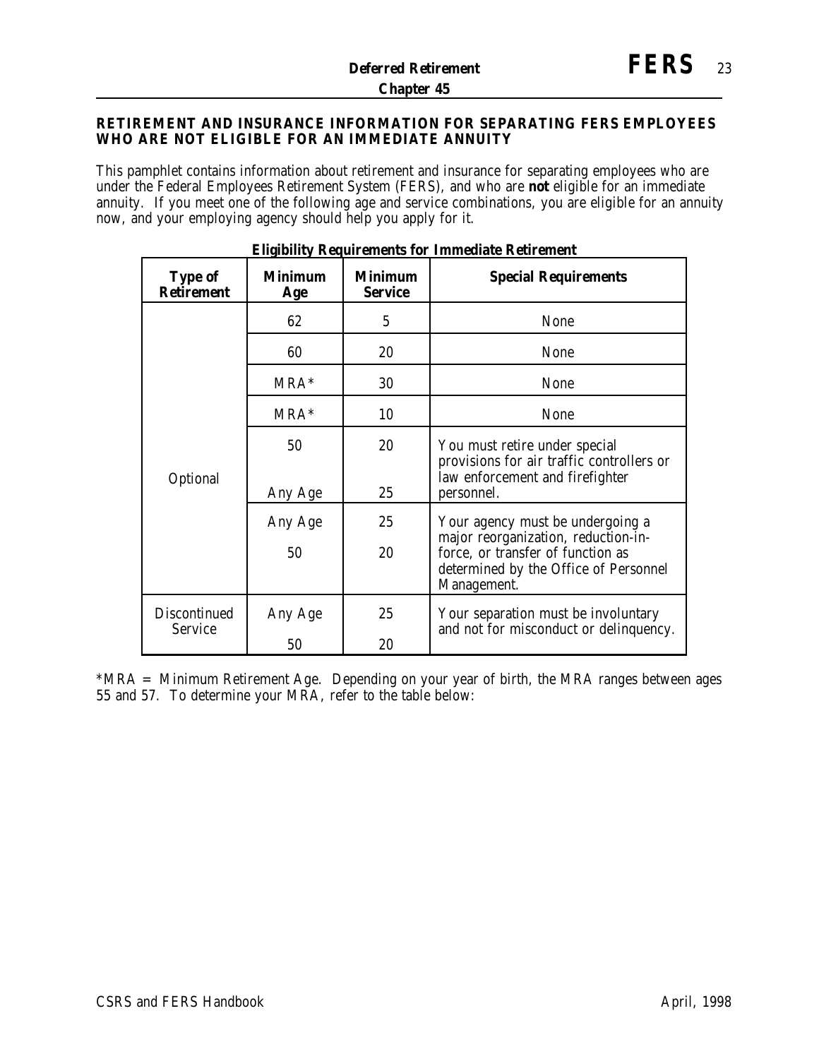**RETIREMENT AND INSURANCE INFORMATION FOR SEPARATING FERS EMPLOYEES WHO ARE NOT ELIGIBLE FOR AN IMMEDIATE ANNUITY**

This pamphlet contains information about retirement and insurance for separating employees who are under the Federal Employees Retirement System (FERS), and who are **not** eligible for an immediate annuity. If you meet one of the following age and service combinations, you are eligible for an annuity now, and your employing agency should help you apply for it.

**Eligibility Requirements for Immediate Retirement**

| Type of Retirement | Minimum Age | Minimum Service | Special Requirements |
|---|---|---|---|
| Optional | 62 | 5 | None |
| | 60 | 20 | None |
| | MRA* | 30 | None |
| | MRA* | 10 | None |
| | 50<br>Any Age | 20<br>25 | You must retire under special provisions for air traffic controllers or law enforcement and firefighter personnel. |
| | Any Age<br>50 | 25<br>20 | Your agency must be undergoing a major reorganization, reduction-in-force, or transfer of function as determined by the Office of Personnel Management. |
| Discontinued Service | Any Age<br>50 | 25<br>20 | Your separation must be involuntary and not for misconduct or delinquency. |

*MRA = Minimum Retirement Age. Depending on your year of birth, the MRA ranges between ages 55 and 57. To determine your MRA, refer to the table below: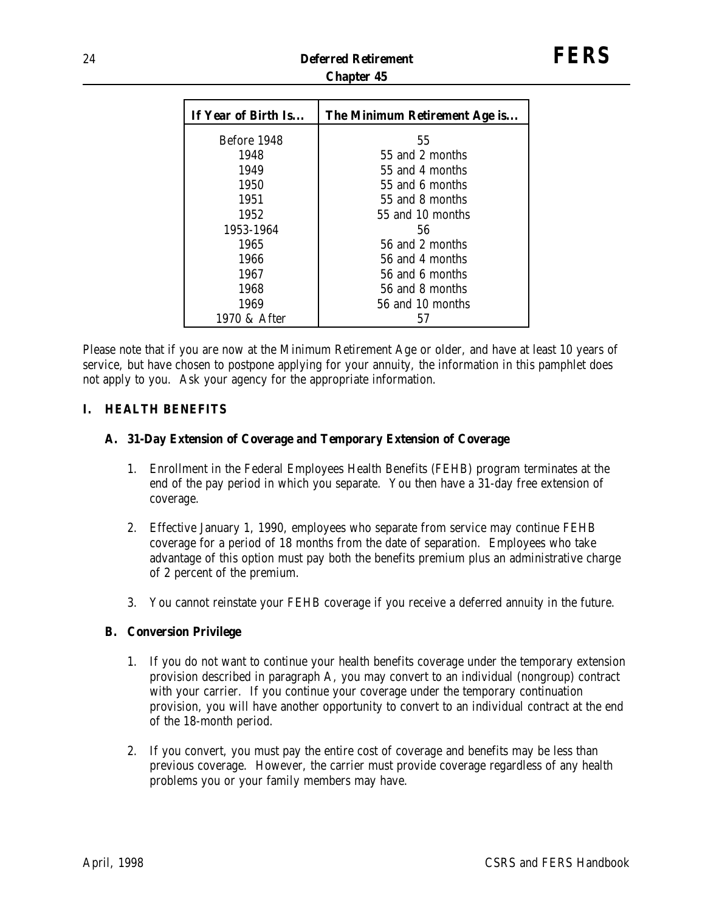| If Year of Birth Is... | The Minimum Retirement Age is... |
|---|---|
| Before 1948 | 55 |
| 1948 | 55 and 2 months |
| 1949 | 55 and 4 months |
| 1950 | 55 and 6 months |
| 1951 | 55 and 8 months |
| 1952 | 55 and 10 months |
| 1953-1964 | 56 |
| 1965 | 56 and 2 months |
| 1966 | 56 and 4 months |
| 1967 | 56 and 6 months |
| 1968 | 56 and 8 months |
| 1969 | 56 and 10 months |
| 1970 & After | 57 |

Please note that if you are now at the Minimum Retirement Age or older, and have at least 10 years of service, but have chosen to postpone applying for your annuity, the information in this pamphlet does not apply to you. Ask your agency for the appropriate information.

## I. HEALTH BENEFITS

### A. 31-Day Extension of Coverage and Temporary Extension of Coverage

1. Enrollment in the Federal Employees Health Benefits (FEHB) program terminates at the end of the pay period in which you separate. You then have a 31-day free extension of coverage.

2. Effective January 1, 1990, employees who separate from service may continue FEHB coverage for a period of 18 months from the date of separation. Employees who take advantage of this option must pay both the benefits premium plus an administrative charge of 2 percent of the premium.

3. You cannot reinstate your FEHB coverage if you receive a deferred annuity in the future.

### B. Conversion Privilege

1. If you do not want to continue your health benefits coverage under the temporary extension provision described in paragraph A, you may convert to an individual (nongroup) contract with your carrier. If you continue your coverage under the temporary continuation provision, you will have another opportunity to convert to an individual contract at the end of the 18-month period.

2. If you convert, you must pay the entire cost of coverage and benefits may be less than previous coverage. However, the carrier must provide coverage regardless of any health problems you or your family members may have.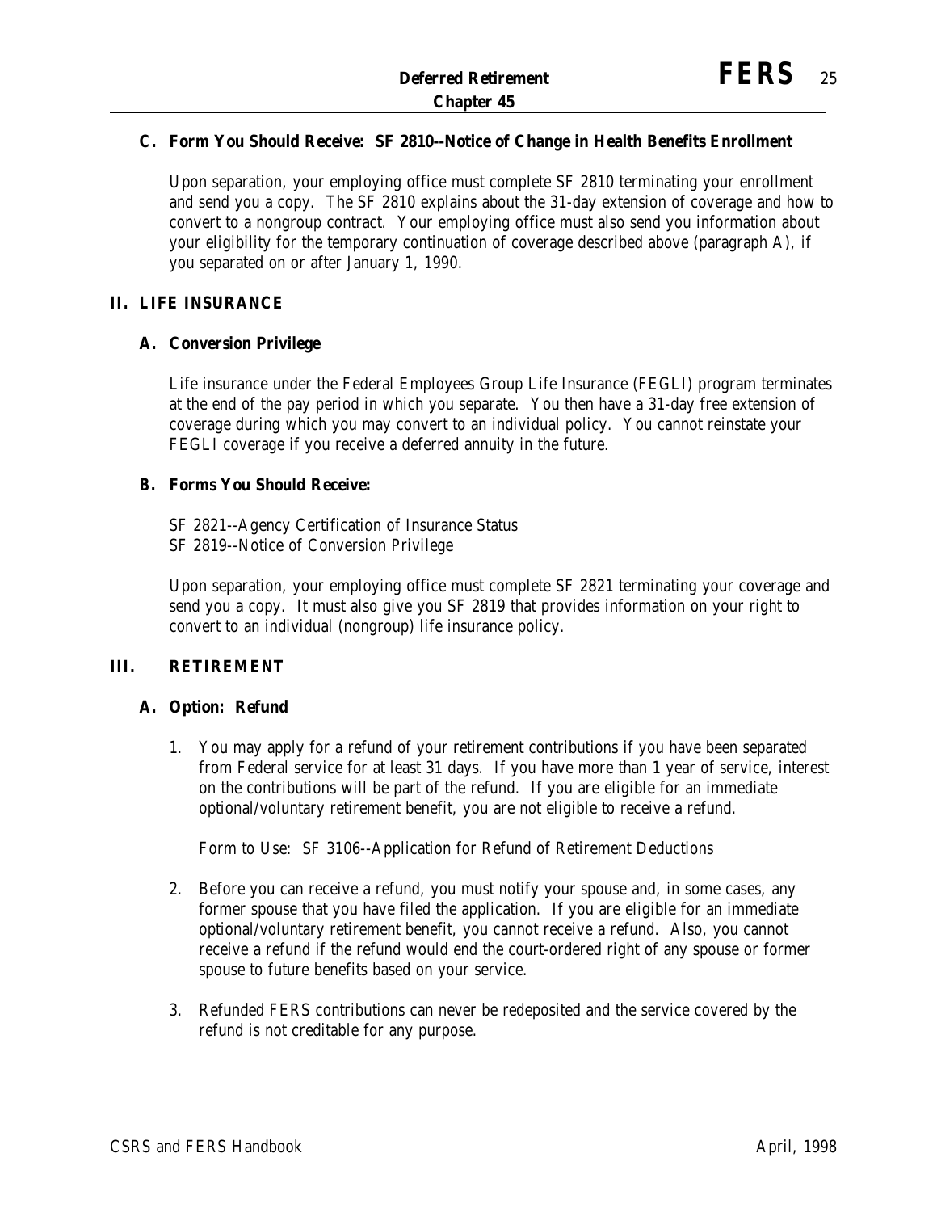### C. Form You Should Receive: SF 2810--Notice of Change in Health Benefits Enrollment

Upon separation, your employing office must complete SF 2810 terminating your enrollment and send you a copy. The SF 2810 explains about the 31-day extension of coverage and how to convert to a nongroup contract. Your employing office must also send you information about your eligibility for the temporary continuation of coverage described above (paragraph A), if you separated on or after January 1, 1990.

## II. LIFE INSURANCE

### A. Conversion Privilege

Life insurance under the Federal Employees Group Life Insurance (FEGLI) program terminates at the end of the pay period in which you separate. You then have a 31-day free extension of coverage during which you may convert to an individual policy. You cannot reinstate your FEGLI coverage if you receive a deferred annuity in the future.

### B. Forms You Should Receive:

SF 2821--Agency Certification of Insurance Status
SF 2819--Notice of Conversion Privilege

Upon separation, your employing office must complete SF 2821 terminating your coverage and send you a copy. It must also give you SF 2819 that provides information on your right to convert to an individual (nongroup) life insurance policy.

## III. RETIREMENT

### A. Option: Refund

1. You may apply for a refund of your retirement contributions if you have been separated from Federal service for at least 31 days. If you have more than 1 year of service, interest on the contributions will be part of the refund. If you are eligible for an immediate optional/voluntary retirement benefit, you are not eligible to receive a refund.

   Form to Use: SF 3106--Application for Refund of Retirement Deductions

2. Before you can receive a refund, you must notify your spouse and, in some cases, any former spouse that you have filed the application. If you are eligible for an immediate optional/voluntary retirement benefit, you cannot receive a refund. Also, you cannot receive a refund if the refund would end the court-ordered right of any spouse or former spouse to future benefits based on your service.

3. Refunded FERS contributions can never be redeposited and the service covered by the refund is not creditable for any purpose.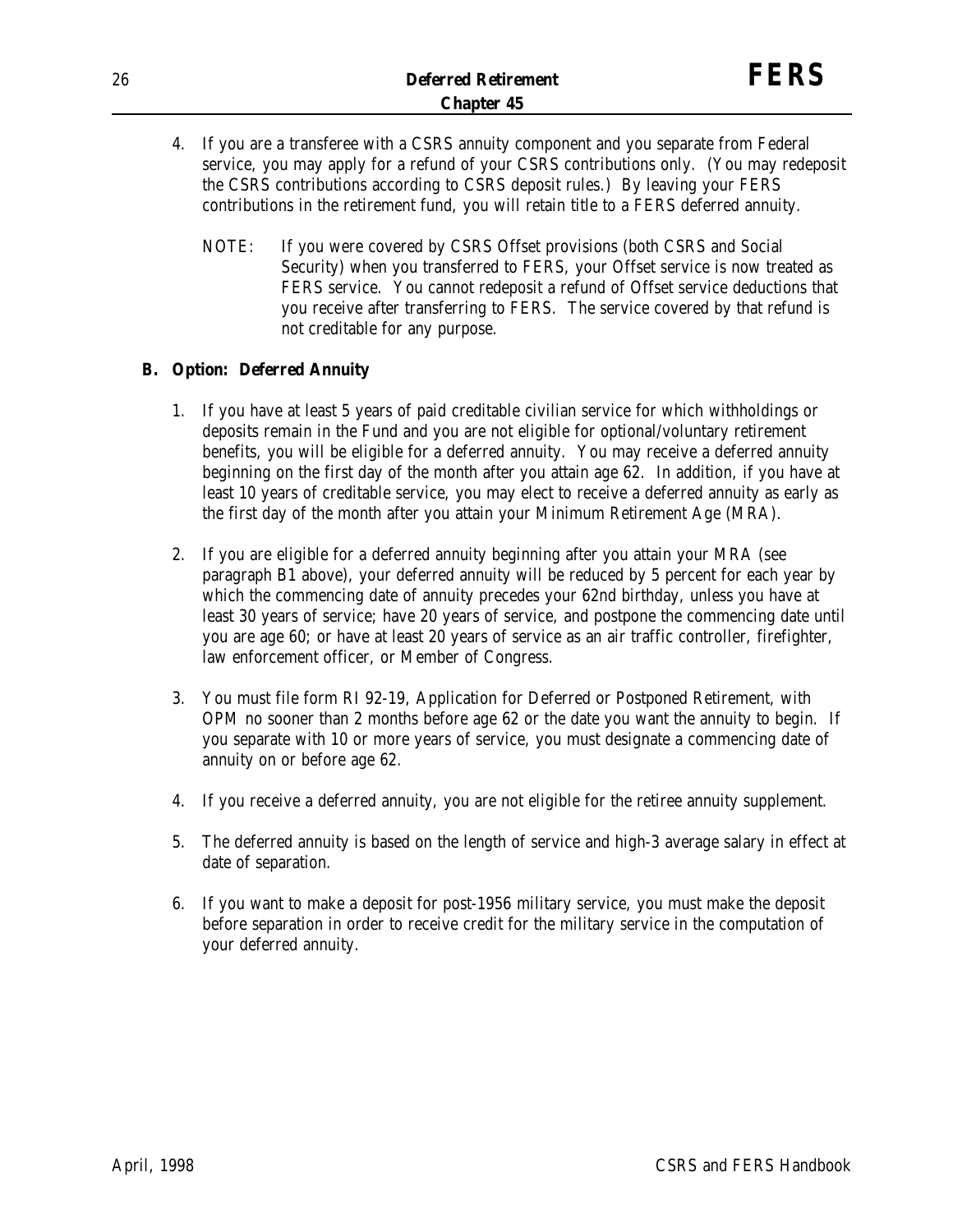4. If you are a transferee with a CSRS annuity component and you separate from Federal service, you may apply for a refund of your CSRS contributions only. (You may redeposit the CSRS contributions according to CSRS deposit rules.) By leaving your FERS contributions in the retirement fund, you will retain title to a FERS deferred annuity.

   NOTE: If you were covered by CSRS Offset provisions (both CSRS and Social Security) when you transferred to FERS, your Offset service is now treated as FERS service. You cannot redeposit a refund of Offset service deductions that you receive after transferring to FERS. The service covered by that refund is not creditable for any purpose.

### B. Option: Deferred Annuity

1. If you have at least 5 years of paid creditable civilian service for which withholdings or deposits remain in the Fund and you are not eligible for optional/voluntary retirement benefits, you will be eligible for a deferred annuity. You may receive a deferred annuity beginning on the first day of the month after you attain age 62. In addition, if you have at least 10 years of creditable service, you may elect to receive a deferred annuity as early as the first day of the month after you attain your Minimum Retirement Age (MRA).

2. If you are eligible for a deferred annuity beginning after you attain your MRA (see paragraph B1 above), your deferred annuity will be reduced by 5 percent for each year by which the commencing date of annuity precedes your 62nd birthday, unless you have at least 30 years of service; have 20 years of service, and postpone the commencing date until you are age 60; or have at least 20 years of service as an air traffic controller, firefighter, law enforcement officer, or Member of Congress.

3. You must file form RI 92-19, Application for Deferred or Postponed Retirement, with OPM no sooner than 2 months before age 62 or the date you want the annuity to begin. If you separate with 10 or more years of service, you must designate a commencing date of annuity on or before age 62.

4. If you receive a deferred annuity, you are not eligible for the retiree annuity supplement.

5. The deferred annuity is based on the length of service and high-3 average salary in effect at date of separation.

6. If you want to make a deposit for post-1956 military service, you must make the deposit before separation in order to receive credit for the military service in the computation of your deferred annuity.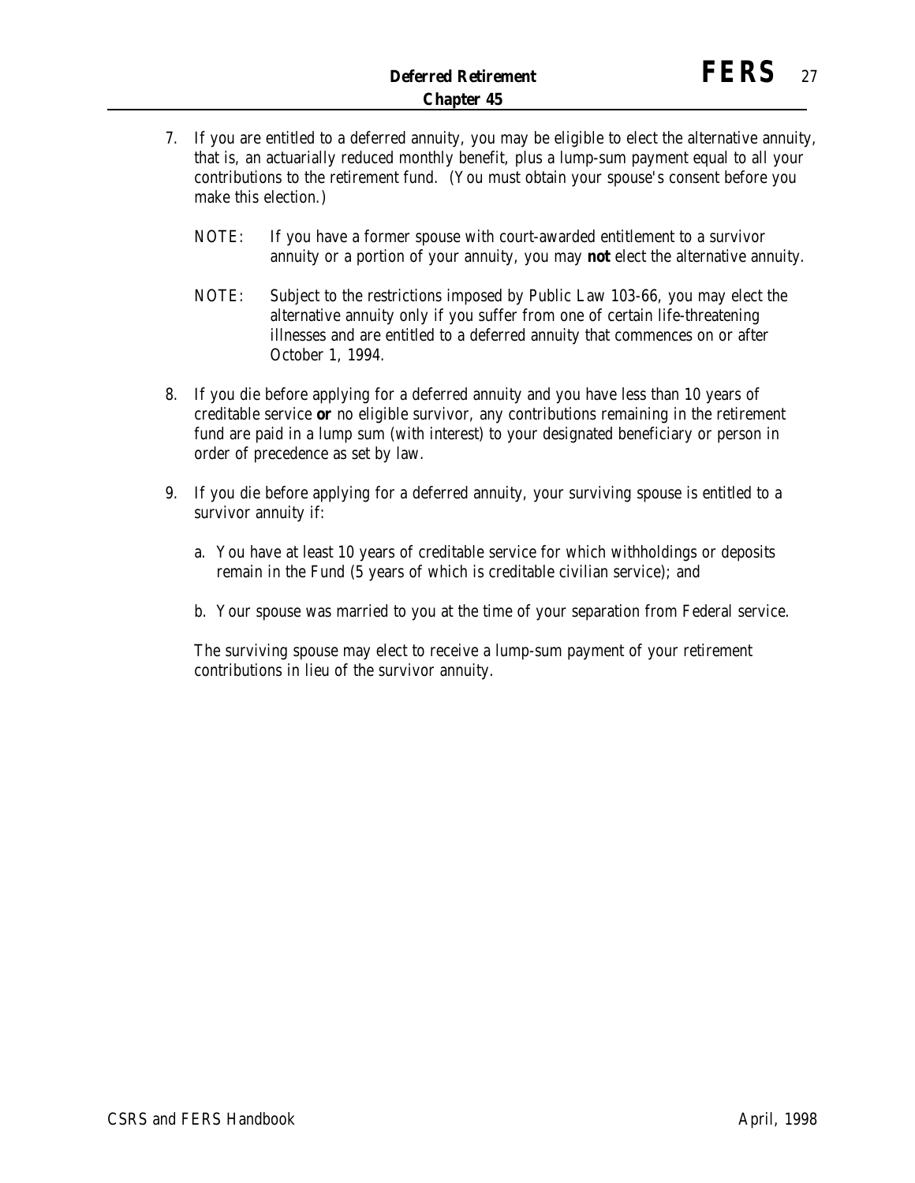7. If you are entitled to a deferred annuity, you may be eligible to elect the alternative annuity, that is, an actuarially reduced monthly benefit, plus a lump-sum payment equal to all your contributions to the retirement fund. (You must obtain your spouse's consent before you make this election.)

   NOTE: If you have a former spouse with court-awarded entitlement to a survivor annuity or a portion of your annuity, you may **not** elect the alternative annuity.

   NOTE: Subject to the restrictions imposed by Public Law 103-66, you may elect the alternative annuity only if you suffer from one of certain life-threatening illnesses and are entitled to a deferred annuity that commences on or after October 1, 1994.

8. If you die before applying for a deferred annuity and you have less than 10 years of creditable service **or** no eligible survivor, any contributions remaining in the retirement fund are paid in a lump sum (with interest) to your designated beneficiary or person in order of precedence as set by law.

9. If you die before applying for a deferred annuity, your surviving spouse is entitled to a survivor annuity if:

   a. You have at least 10 years of creditable service for which withholdings or deposits remain in the Fund (5 years of which is creditable civilian service); and

   b. Your spouse was married to you at the time of your separation from Federal service.

   The surviving spouse may elect to receive a lump-sum payment of your retirement contributions in lieu of the survivor annuity.